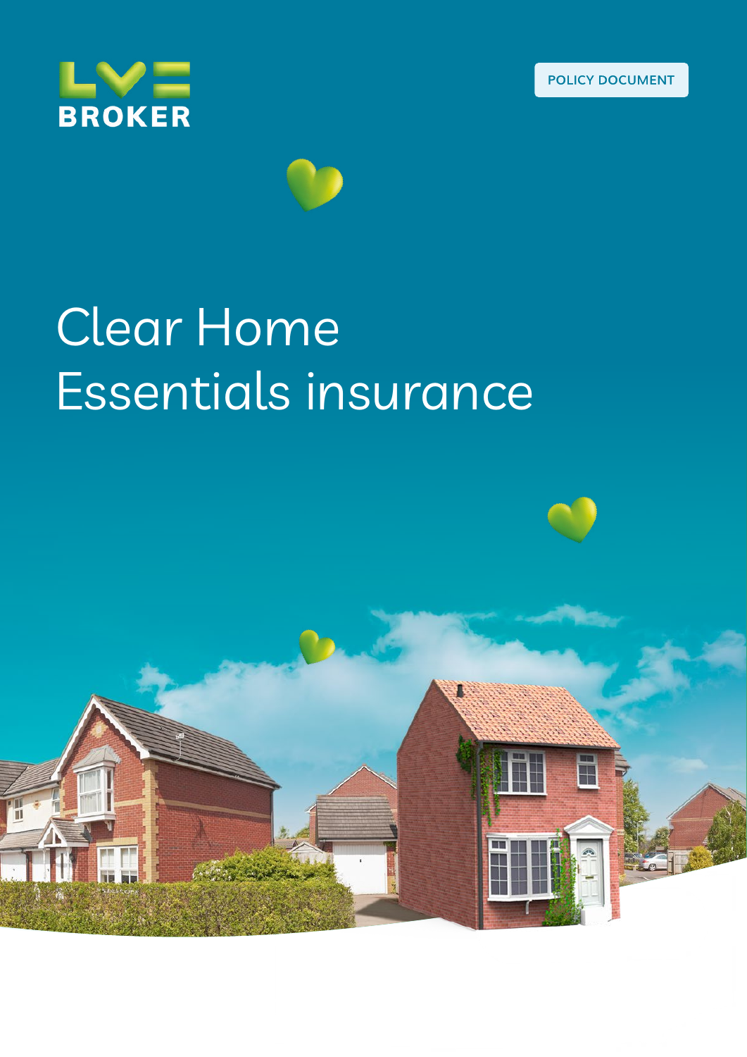LV= BROKER

POLICY DOCUMENT

# Clear Home Essentials insurance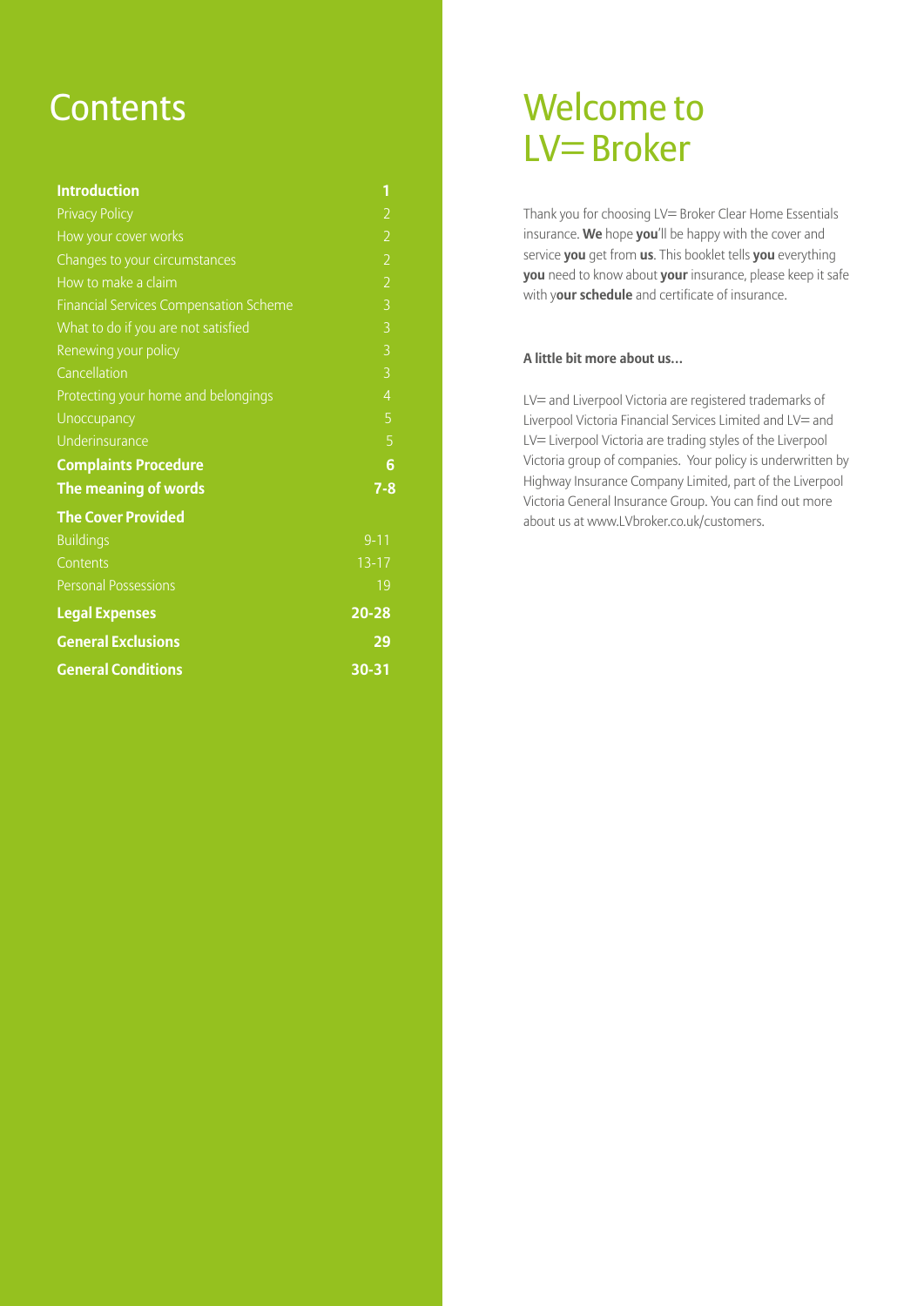# Contents

| Section | Page |
|---|---|
| **Introduction** | **1** |
| Privacy Policy | 2 |
| How your cover works | 2 |
| Changes to your circumstances | 2 |
| How to make a claim | 2 |
| Financial Services Compensation Scheme | 3 |
| What to do if you are not satisfied | 3 |
| Renewing your policy | 3 |
| Cancellation | 3 |
| Protecting your home and belongings | 4 |
| Unoccupancy | 5 |
| Underinsurance | 5 |
| **Complaints Procedure** | **6** |
| **The meaning of words** | **7-8** |
| **The Cover Provided** | |
| Buildings | 9-11 |
| Contents | 13-17 |
| Personal Possessions | 19 |
| **Legal Expenses** | **20-28** |
| **General Exclusions** | **29** |
| **General Conditions** | **30-31** |

# Welcome to LV= Broker

Thank you for choosing LV= Broker Clear Home Essentials insurance. **We** hope **you**'ll be happy with the cover and service **you** get from **us**. This booklet tells **you** everything **you** need to know about **your** insurance, please keep it safe with y**our schedule** and certificate of insurance.

**A little bit more about us...**

LV= and Liverpool Victoria are registered trademarks of Liverpool Victoria Financial Services Limited and LV= and LV= Liverpool Victoria are trading styles of the Liverpool Victoria group of companies. Your policy is underwritten by Highway Insurance Company Limited, part of the Liverpool Victoria General Insurance Group. You can find out more about us at www.LVbroker.co.uk/customers.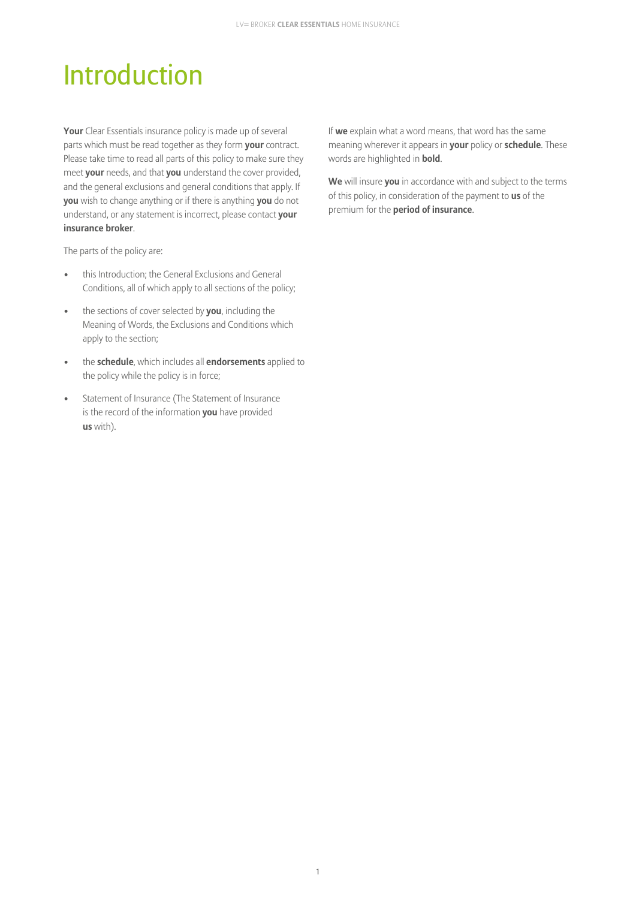# Introduction

**Your** Clear Essentials insurance policy is made up of several parts which must be read together as they form **your** contract. Please take time to read all parts of this policy to make sure they meet **your** needs, and that **you** understand the cover provided, and the general exclusions and general conditions that apply. If **you** wish to change anything or if there is anything **you** do not understand, or any statement is incorrect, please contact **your insurance broker**.

The parts of the policy are:

- this Introduction; the General Exclusions and General Conditions, all of which apply to all sections of the policy;
- the sections of cover selected by **you**, including the Meaning of Words, the Exclusions and Conditions which apply to the section;
- the **schedule**, which includes all **endorsements** applied to the policy while the policy is in force;
- Statement of Insurance (The Statement of Insurance is the record of the information **you** have provided **us** with).

If **we** explain what a word means, that word has the same meaning wherever it appears in **your** policy or **schedule**. These words are highlighted in **bold**.

**We** will insure **you** in accordance with and subject to the terms of this policy, in consideration of the payment to **us** of the premium for the **period of insurance**.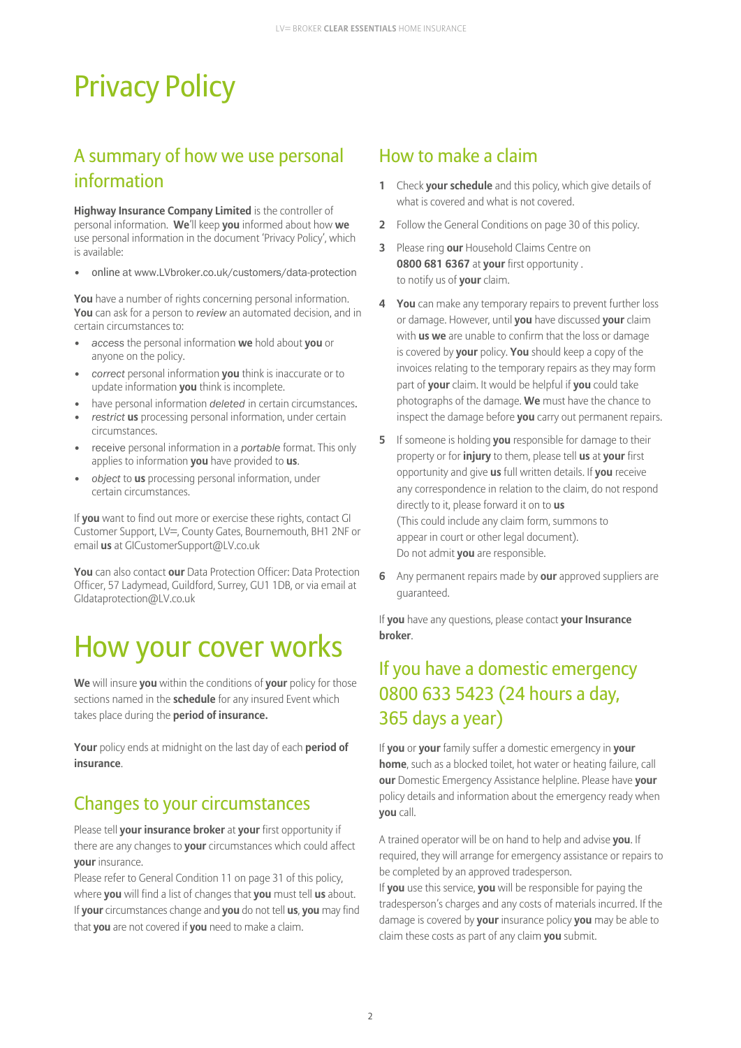# Privacy Policy

## A summary of how we use personal information

**Highway Insurance Company Limited** is the controller of personal information. **We**'ll keep **you** informed about how **we** use personal information in the document 'Privacy Policy', which is available:

- online at www.LVbroker.co.uk/customers/data-protection

**You** have a number of rights concerning personal information. **You** can ask for a person to *review* an automated decision, and in certain circumstances to:

- *access* the personal information **we** hold about **you** or anyone on the policy.
- *correct* personal information **you** think is inaccurate or to update information **you** think is incomplete.
- have personal information *deleted* in certain circumstances.
- *restrict* **us** processing personal information, under certain circumstances.
- receive personal information in a *portable* format. This only applies to information **you** have provided to **us**.
- *object* to **us** processing personal information, under certain circumstances.

If **you** want to find out more or exercise these rights, contact GI Customer Support, LV=, County Gates, Bournemouth, BH1 2NF or email **us** at GICustomerSupport@LV.co.uk

**You** can also contact **our** Data Protection Officer: Data Protection Officer, 57 Ladymead, Guildford, Surrey, GU1 1DB, or via email at GIdataprotection@LV.co.uk

# How your cover works

**We** will insure **you** within the conditions of **your** policy for those sections named in the **schedule** for any insured Event which takes place during the **period of insurance.**

**Your** policy ends at midnight on the last day of each **period of insurance**.

## Changes to your circumstances

Please tell **your insurance broker** at **your** first opportunity if there are any changes to **your** circumstances which could affect **your** insurance.

Please refer to General Condition 11 on page 31 of this policy, where **you** will find a list of changes that **you** must tell **us** about. If **your** circumstances change and **you** do not tell **us**, **you** may find that **you** are not covered if **you** need to make a claim.

## How to make a claim

1. Check **your schedule** and this policy, which give details of what is covered and what is not covered.
2. Follow the General Conditions on page 30 of this policy.
3. Please ring **our** Household Claims Centre on **0800 681 6367** at **your** first opportunity . to notify us of **your** claim.
4. **You** can make any temporary repairs to prevent further loss or damage. However, until **you** have discussed **your** claim with **us we** are unable to confirm that the loss or damage is covered by **your** policy. **You** should keep a copy of the invoices relating to the temporary repairs as they may form part of **your** claim. It would be helpful if **you** could take photographs of the damage. **We** must have the chance to inspect the damage before **you** carry out permanent repairs.
5. If someone is holding **you** responsible for damage to their property or for **injury** to them, please tell **us** at **your** first opportunity and give **us** full written details. If **you** receive any correspondence in relation to the claim, do not respond directly to it, please forward it on to **us**
   (This could include any claim form, summons to appear in court or other legal document).
   Do not admit **you** are responsible.
6. Any permanent repairs made by **our** approved suppliers are guaranteed.

If **you** have any questions, please contact **your Insurance broker**.

## If you have a domestic emergency 0800 633 5423 (24 hours a day, 365 days a year)

If **you** or **your** family suffer a domestic emergency in **your home**, such as a blocked toilet, hot water or heating failure, call **our** Domestic Emergency Assistance helpline. Please have **your** policy details and information about the emergency ready when **you** call.

A trained operator will be on hand to help and advise **you**. If required, they will arrange for emergency assistance or repairs to be completed by an approved tradesperson.

If **you** use this service, **you** will be responsible for paying the tradesperson's charges and any costs of materials incurred. If the damage is covered by **your** insurance policy **you** may be able to claim these costs as part of any claim **you** submit.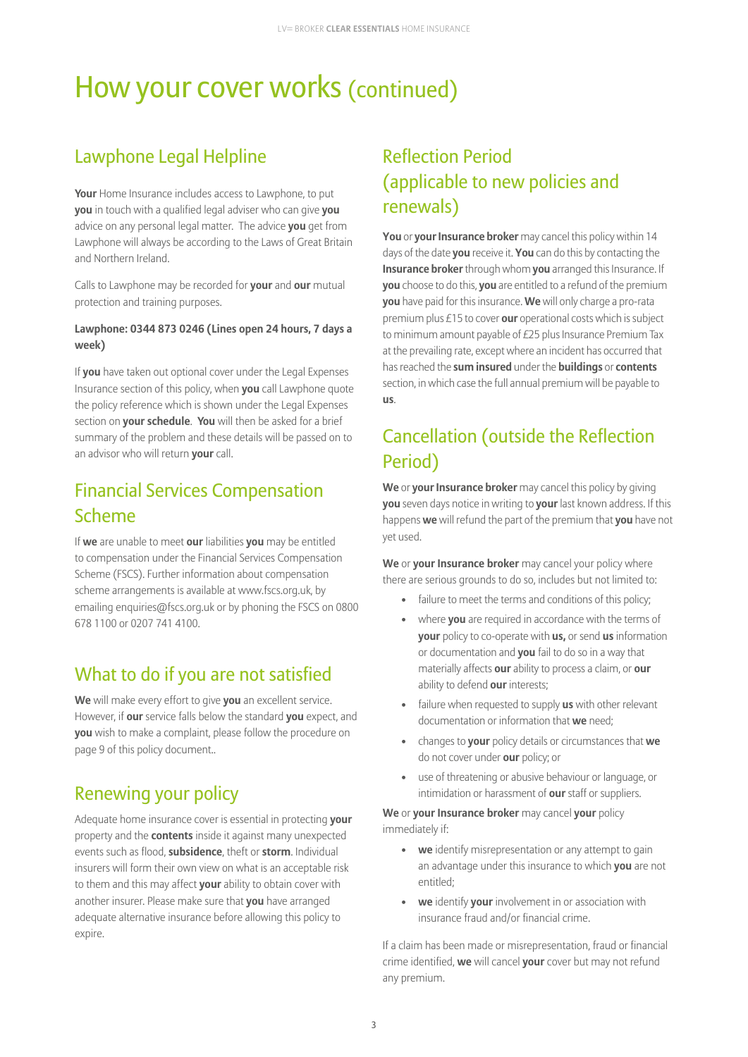# How your cover works (continued)

## Lawphone Legal Helpline

**Your** Home Insurance includes access to Lawphone, to put **you** in touch with a qualified legal adviser who can give **you** advice on any personal legal matter. The advice **you** get from Lawphone will always be according to the Laws of Great Britain and Northern Ireland.

Calls to Lawphone may be recorded for **your** and **our** mutual protection and training purposes.

**Lawphone: 0344 873 0246 (Lines open 24 hours, 7 days a week)**

If **you** have taken out optional cover under the Legal Expenses Insurance section of this policy, when **you** call Lawphone quote the policy reference which is shown under the Legal Expenses section on **your schedule**. **You** will then be asked for a brief summary of the problem and these details will be passed on to an advisor who will return **your** call.

## Financial Services Compensation Scheme

If **we** are unable to meet **our** liabilities **you** may be entitled to compensation under the Financial Services Compensation Scheme (FSCS). Further information about compensation scheme arrangements is available at www.fscs.org.uk, by emailing enquiries@fscs.org.uk or by phoning the FSCS on 0800 678 1100 or 0207 741 4100.

## What to do if you are not satisfied

**We** will make every effort to give **you** an excellent service. However, if **our** service falls below the standard **you** expect, and **you** wish to make a complaint, please follow the procedure on page 9 of this policy document..

## Renewing your policy

Adequate home insurance cover is essential in protecting **your** property and the **contents** inside it against many unexpected events such as flood, **subsidence**, theft or **storm**. Individual insurers will form their own view on what is an acceptable risk to them and this may affect **your** ability to obtain cover with another insurer. Please make sure that **you** have arranged adequate alternative insurance before allowing this policy to expire.

## Reflection Period (applicable to new policies and renewals)

**You** or **your Insurance broker** may cancel this policy within 14 days of the date **you** receive it. **You** can do this by contacting the **Insurance broker** through whom **you** arranged this Insurance. If **you** choose to do this, **you** are entitled to a refund of the premium **you** have paid for this insurance. **We** will only charge a pro-rata premium plus £15 to cover **our** operational costs which is subject to minimum amount payable of £25 plus Insurance Premium Tax at the prevailing rate, except where an incident has occurred that has reached the **sum insured** under the **buildings** or **contents** section, in which case the full annual premium will be payable to **us**.

## Cancellation (outside the Reflection Period)

**We** or **your Insurance broker** may cancel this policy by giving **you** seven days notice in writing to **your** last known address. If this happens **we** will refund the part of the premium that **you** have not yet used.

**We** or **your Insurance broker** may cancel your policy where there are serious grounds to do so, includes but not limited to:

- failure to meet the terms and conditions of this policy;
- where **you** are required in accordance with the terms of **your** policy to co-operate with **us,** or send **us** information or documentation and **you** fail to do so in a way that materially affects **our** ability to process a claim, or **our** ability to defend **our** interests;
- failure when requested to supply **us** with other relevant documentation or information that **we** need;
- changes to **your** policy details or circumstances that **we** do not cover under **our** policy; or
- use of threatening or abusive behaviour or language, or intimidation or harassment of **our** staff or suppliers.

**We** or **your Insurance broker** may cancel **your** policy immediately if:

- **we** identify misrepresentation or any attempt to gain an advantage under this insurance to which **you** are not entitled;
- **we** identify **your** involvement in or association with insurance fraud and/or financial crime.

If a claim has been made or misrepresentation, fraud or financial crime identified, **we** will cancel **your** cover but may not refund any premium.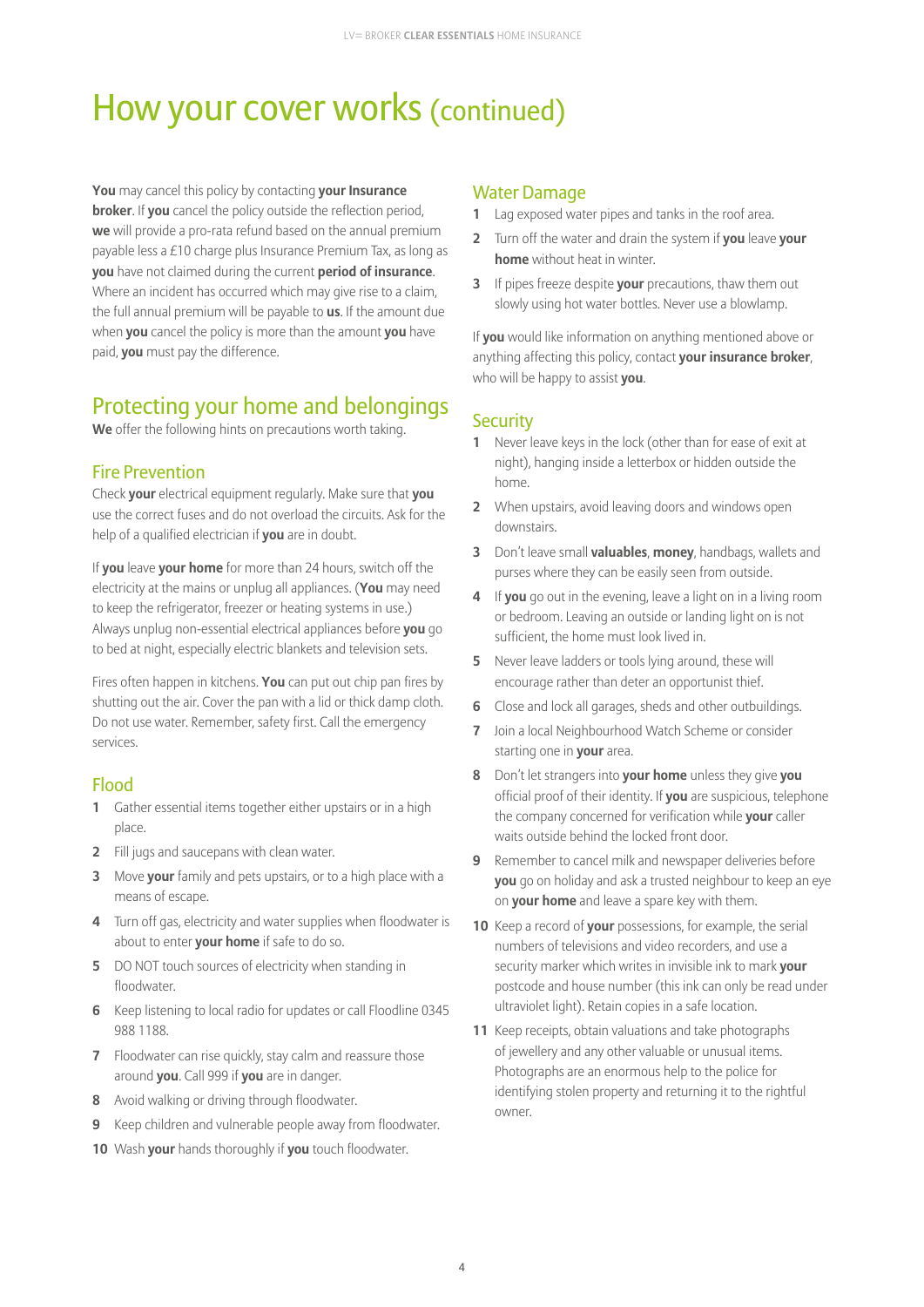# How your cover works (continued)

**You** may cancel this policy by contacting **your Insurance broker**. If **you** cancel the policy outside the reflection period, **we** will provide a pro-rata refund based on the annual premium payable less a £10 charge plus Insurance Premium Tax, as long as **you** have not claimed during the current **period of insurance**. Where an incident has occurred which may give rise to a claim, the full annual premium will be payable to **us**. If the amount due when **you** cancel the policy is more than the amount **you** have paid, **you** must pay the difference.

## Protecting your home and belongings

**We** offer the following hints on precautions worth taking.

### Fire Prevention

Check **your** electrical equipment regularly. Make sure that **you** use the correct fuses and do not overload the circuits. Ask for the help of a qualified electrician if **you** are in doubt.

If **you** leave **your home** for more than 24 hours, switch off the electricity at the mains or unplug all appliances. (**You** may need to keep the refrigerator, freezer or heating systems in use.) Always unplug non-essential electrical appliances before **you** go to bed at night, especially electric blankets and television sets.

Fires often happen in kitchens. **You** can put out chip pan fires by shutting out the air. Cover the pan with a lid or thick damp cloth. Do not use water. Remember, safety first. Call the emergency services.

### Flood

1. Gather essential items together either upstairs or in a high place.
2. Fill jugs and saucepans with clean water.
3. Move **your** family and pets upstairs, or to a high place with a means of escape.
4. Turn off gas, electricity and water supplies when floodwater is about to enter **your home** if safe to do so.
5. DO NOT touch sources of electricity when standing in floodwater.
6. Keep listening to local radio for updates or call Floodline 0345 988 1188.
7. Floodwater can rise quickly, stay calm and reassure those around **you**. Call 999 if **you** are in danger.
8. Avoid walking or driving through floodwater.
9. Keep children and vulnerable people away from floodwater.
10. Wash **your** hands thoroughly if **you** touch floodwater.

### Water Damage

1. Lag exposed water pipes and tanks in the roof area.
2. Turn off the water and drain the system if **you** leave **your home** without heat in winter.
3. If pipes freeze despite **your** precautions, thaw them out slowly using hot water bottles. Never use a blowlamp.

If **you** would like information on anything mentioned above or anything affecting this policy, contact **your insurance broker**, who will be happy to assist **you**.

### Security

1. Never leave keys in the lock (other than for ease of exit at night), hanging inside a letterbox or hidden outside the home.
2. When upstairs, avoid leaving doors and windows open downstairs.
3. Don't leave small **valuables**, **money**, handbags, wallets and purses where they can be easily seen from outside.
4. If **you** go out in the evening, leave a light on in a living room or bedroom. Leaving an outside or landing light on is not sufficient, the home must look lived in.
5. Never leave ladders or tools lying around, these will encourage rather than deter an opportunist thief.
6. Close and lock all garages, sheds and other outbuildings.
7. Join a local Neighbourhood Watch Scheme or consider starting one in **your** area.
8. Don't let strangers into **your home** unless they give **you** official proof of their identity. If **you** are suspicious, telephone the company concerned for verification while **your** caller waits outside behind the locked front door.
9. Remember to cancel milk and newspaper deliveries before **you** go on holiday and ask a trusted neighbour to keep an eye on **your home** and leave a spare key with them.
10. Keep a record of **your** possessions, for example, the serial numbers of televisions and video recorders, and use a security marker which writes in invisible ink to mark **your** postcode and house number (this ink can only be read under ultraviolet light). Retain copies in a safe location.
11. Keep receipts, obtain valuations and take photographs of jewellery and any other valuable or unusual items. Photographs are an enormous help to the police for identifying stolen property and returning it to the rightful owner.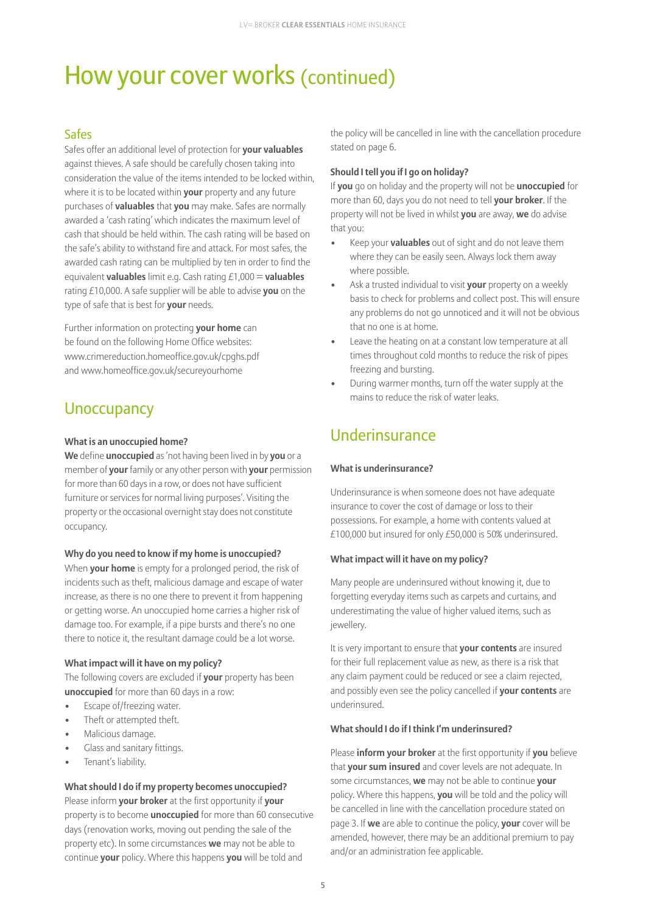# How your cover works (continued)

## Safes

Safes offer an additional level of protection for **your valuables** against thieves. A safe should be carefully chosen taking into consideration the value of the items intended to be locked within, where it is to be located within **your** property and any future purchases of **valuables** that **you** may make. Safes are normally awarded a 'cash rating' which indicates the maximum level of cash that should be held within. The cash rating will be based on the safe's ability to withstand fire and attack. For most safes, the awarded cash rating can be multiplied by ten in order to find the equivalent **valuables** limit e.g. Cash rating £1,000 = **valuables** rating £10,000. A safe supplier will be able to advise **you** on the type of safe that is best for **your** needs.

Further information on protecting **your home** can be found on the following Home Office websites: www.crimereduction.homeoffice.gov.uk/cpghs.pdf and www.homeoffice.gov.uk/secureyourhome

## Unoccupancy

**What is an unoccupied home?**

**We** define **unoccupied** as 'not having been lived in by **you** or a member of **your** family or any other person with **your** permission for more than 60 days in a row, or does not have sufficient furniture or services for normal living purposes'. Visiting the property or the occasional overnight stay does not constitute occupancy.

**Why do you need to know if my home is unoccupied?**

When **your home** is empty for a prolonged period, the risk of incidents such as theft, malicious damage and escape of water increase, as there is no one there to prevent it from happening or getting worse. An unoccupied home carries a higher risk of damage too. For example, if a pipe bursts and there's no one there to notice it, the resultant damage could be a lot worse.

**What impact will it have on my policy?**

The following covers are excluded if **your** property has been **unoccupied** for more than 60 days in a row:

- Escape of/freezing water.
- Theft or attempted theft.
- Malicious damage.
- Glass and sanitary fittings.
- Tenant's liability.

**What should I do if my property becomes unoccupied?**

Please inform **your broker** at the first opportunity if **your** property is to become **unoccupied** for more than 60 consecutive days (renovation works, moving out pending the sale of the property etc). In some circumstances **we** may not be able to continue **your** policy. Where this happens **you** will be told and the policy will be cancelled in line with the cancellation procedure stated on page 6.

**Should I tell you if I go on holiday?**

If **you** go on holiday and the property will not be **unoccupied** for more than 60, days you do not need to tell **your broker**. If the property will not be lived in whilst **you** are away, **we** do advise that you:

- Keep your **valuables** out of sight and do not leave them where they can be easily seen. Always lock them away where possible.
- Ask a trusted individual to visit **your** property on a weekly basis to check for problems and collect post. This will ensure any problems do not go unnoticed and it will not be obvious that no one is at home.
- Leave the heating on at a constant low temperature at all times throughout cold months to reduce the risk of pipes freezing and bursting.
- During warmer months, turn off the water supply at the mains to reduce the risk of water leaks.

## Underinsurance

**What is underinsurance?**

Underinsurance is when someone does not have adequate insurance to cover the cost of damage or loss to their possessions. For example, a home with contents valued at £100,000 but insured for only £50,000 is 50% underinsured.

**What impact will it have on my policy?**

Many people are underinsured without knowing it, due to forgetting everyday items such as carpets and curtains, and underestimating the value of higher valued items, such as jewellery.

It is very important to ensure that **your contents** are insured for their full replacement value as new, as there is a risk that any claim payment could be reduced or see a claim rejected, and possibly even see the policy cancelled if **your contents** are underinsured.

**What should I do if I think I'm underinsured?**

Please **inform your broker** at the first opportunity if **you** believe that **your sum insured** and cover levels are not adequate. In some circumstances, **we** may not be able to continue **your** policy. Where this happens, **you** will be told and the policy will be cancelled in line with the cancellation procedure stated on page 3. If **we** are able to continue the policy, **your** cover will be amended, however, there may be an additional premium to pay and/or an administration fee applicable.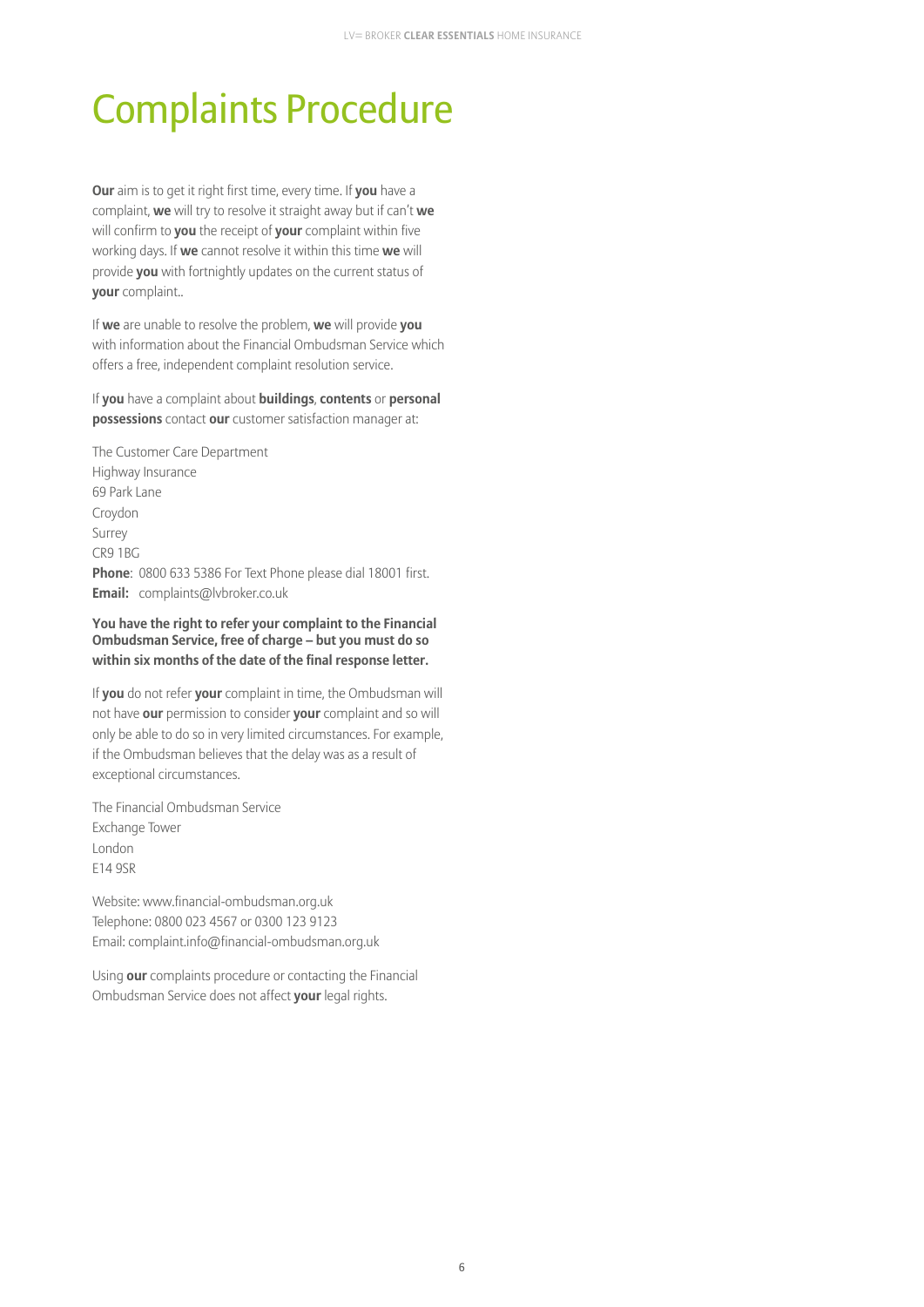# Complaints Procedure

**Our** aim is to get it right first time, every time. If **you** have a complaint, **we** will try to resolve it straight away but if can't **we** will confirm to **you** the receipt of **your** complaint within five working days. If **we** cannot resolve it within this time **we** will provide **you** with fortnightly updates on the current status of **your** complaint..

If **we** are unable to resolve the problem, **we** will provide **you** with information about the Financial Ombudsman Service which offers a free, independent complaint resolution service.

If **you** have a complaint about **buildings**, **contents** or **personal possessions** contact **our** customer satisfaction manager at:

The Customer Care Department
Highway Insurance
69 Park Lane
Croydon
Surrey
CR9 1BG
**Phone**: 0800 633 5386 For Text Phone please dial 18001 first.
**Email:** complaints@lvbroker.co.uk

**You have the right to refer your complaint to the Financial Ombudsman Service, free of charge – but you must do so within six months of the date of the final response letter.**

If **you** do not refer **your** complaint in time, the Ombudsman will not have **our** permission to consider **your** complaint and so will only be able to do so in very limited circumstances. For example, if the Ombudsman believes that the delay was as a result of exceptional circumstances.

The Financial Ombudsman Service
Exchange Tower
London
E14 9SR

Website: www.financial-ombudsman.org.uk
Telephone: 0800 023 4567 or 0300 123 9123
Email: complaint.info@financial-ombudsman.org.uk

Using **our** complaints procedure or contacting the Financial Ombudsman Service does not affect **your** legal rights.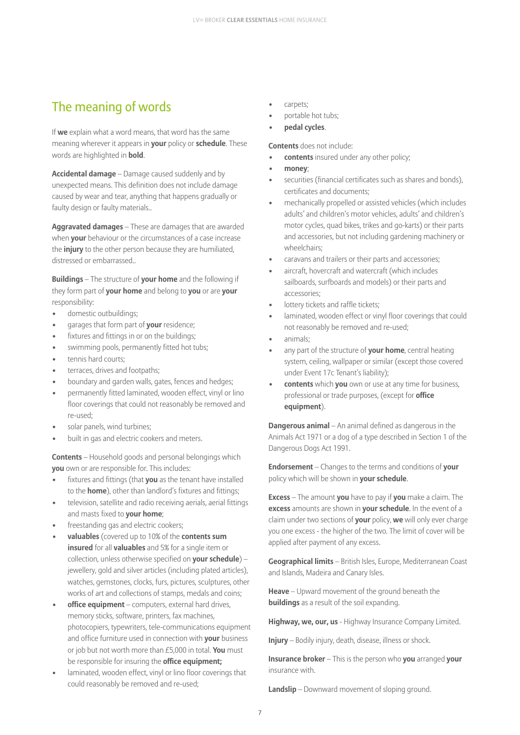## The meaning of words

If **we** explain what a word means, that word has the same meaning wherever it appears in **your** policy or **schedule**. These words are highlighted in **bold**.

**Accidental damage** – Damage caused suddenly and by unexpected means. This definition does not include damage caused by wear and tear, anything that happens gradually or faulty design or faulty materials..

**Aggravated damages** – These are damages that are awarded when **your** behaviour or the circumstances of a case increase the **injury** to the other person because they are humiliated, distressed or embarrassed..

**Buildings** – The structure of **your home** and the following if they form part of **your home** and belong to **you** or are **your** responsibility:

- domestic outbuildings;
- garages that form part of **your** residence;
- fixtures and fittings in or on the buildings;
- swimming pools, permanently fitted hot tubs;
- tennis hard courts;
- terraces, drives and footpaths;
- boundary and garden walls, gates, fences and hedges;
- permanently fitted laminated, wooden effect, vinyl or lino floor coverings that could not reasonably be removed and re-used;
- solar panels, wind turbines;
- built in gas and electric cookers and meters.

**Contents** – Household goods and personal belongings which **you** own or are responsible for. This includes:

- fixtures and fittings (that **you** as the tenant have installed to the **home**), other than landlord's fixtures and fittings;
- television, satellite and radio receiving aerials, aerial fittings and masts fixed to **your home**;
- freestanding gas and electric cookers;
- **valuables** (covered up to 10% of the **contents sum insured** for all **valuables** and 5% for a single item or collection, unless otherwise specified on **your schedule**) – jewellery, gold and silver articles (including plated articles), watches, gemstones, clocks, furs, pictures, sculptures, other works of art and collections of stamps, medals and coins;
- **office equipment** – computers, external hard drives, memory sticks, software, printers, fax machines, photocopiers, typewriters, tele-communications equipment and office furniture used in connection with **your** business or job but not worth more than £5,000 in total. **You** must be responsible for insuring the **office equipment;**
- laminated, wooden effect, vinyl or lino floor coverings that could reasonably be removed and re-used;
- carpets;
- portable hot tubs;
- **pedal cycles**.

**Contents** does not include:

- **contents** insured under any other policy;
- **money**;
- securities (financial certificates such as shares and bonds), certificates and documents;
- mechanically propelled or assisted vehicles (which includes adults' and children's motor vehicles, adults' and children's motor cycles, quad bikes, trikes and go-karts) or their parts and accessories, but not including gardening machinery or wheelchairs;
- caravans and trailers or their parts and accessories;
- aircraft, hovercraft and watercraft (which includes sailboards, surfboards and models) or their parts and accessories;
- lottery tickets and raffle tickets;
- laminated, wooden effect or vinyl floor coverings that could not reasonably be removed and re-used;
- animals;
- any part of the structure of **your home**, central heating system, ceiling, wallpaper or similar (except those covered under Event 17c Tenant's liability);
- **contents** which **you** own or use at any time for business, professional or trade purposes, (except for **office equipment**).

**Dangerous animal** – An animal defined as dangerous in the Animals Act 1971 or a dog of a type described in Section 1 of the Dangerous Dogs Act 1991.

**Endorsement** – Changes to the terms and conditions of **your** policy which will be shown in **your schedule**.

**Excess** – The amount **you** have to pay if **you** make a claim. The **excess** amounts are shown in **your schedule**. In the event of a claim under two sections of **your** policy, **we** will only ever charge you one excess - the higher of the two. The limit of cover will be applied after payment of any excess.

**Geographical limits** – British Isles, Europe, Mediterranean Coast and Islands, Madeira and Canary Isles.

**Heave** – Upward movement of the ground beneath the **buildings** as a result of the soil expanding.

**Highway, we, our, us** - Highway Insurance Company Limited.

**Injury** – Bodily injury, death, disease, illness or shock.

**Insurance broker** – This is the person who **you** arranged **your** insurance with.

**Landslip** – Downward movement of sloping ground.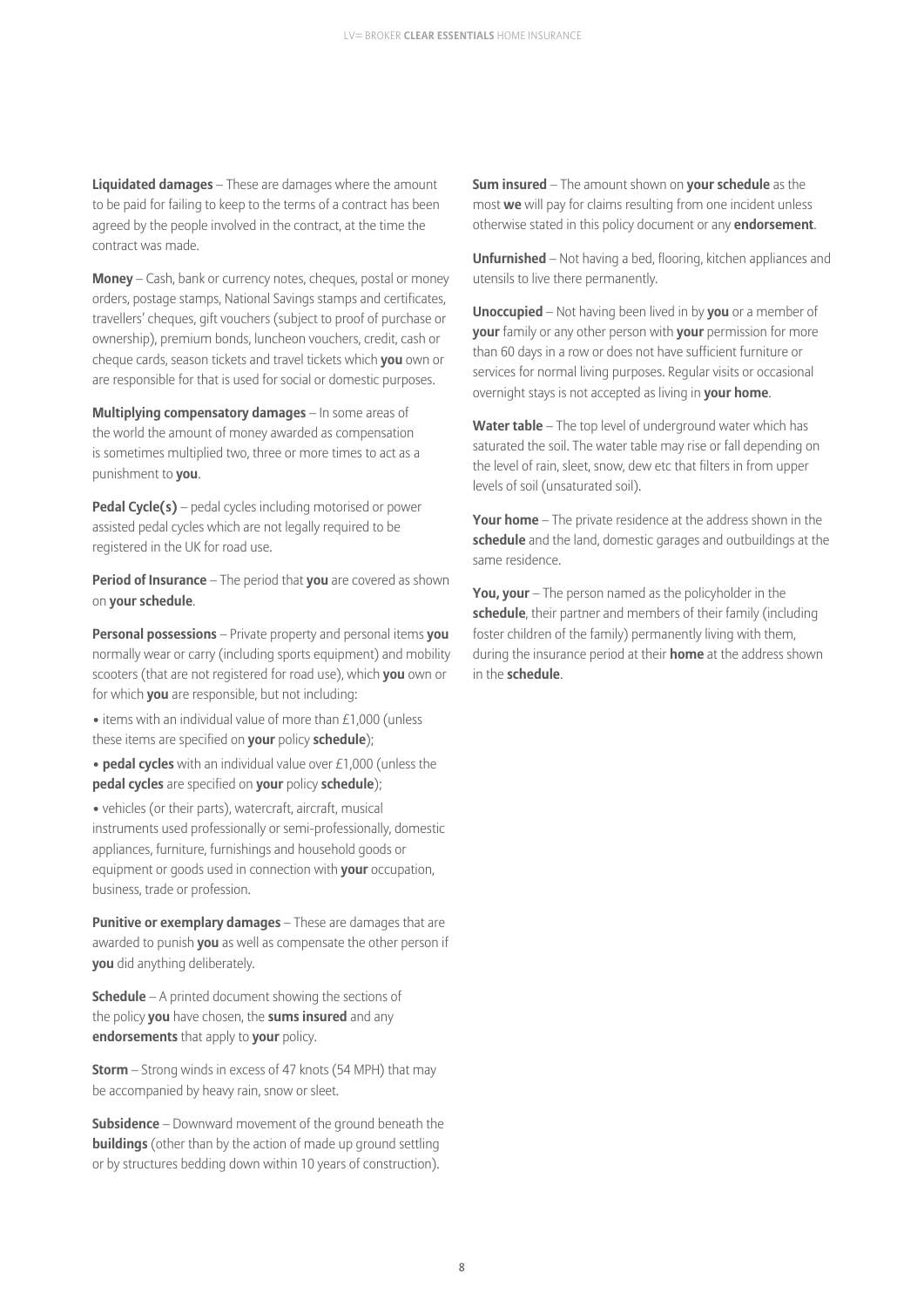**Liquidated damages** – These are damages where the amount to be paid for failing to keep to the terms of a contract has been agreed by the people involved in the contract, at the time the contract was made.

**Money** – Cash, bank or currency notes, cheques, postal or money orders, postage stamps, National Savings stamps and certificates, travellers' cheques, gift vouchers (subject to proof of purchase or ownership), premium bonds, luncheon vouchers, credit, cash or cheque cards, season tickets and travel tickets which **you** own or are responsible for that is used for social or domestic purposes.

**Multiplying compensatory damages** – In some areas of the world the amount of money awarded as compensation is sometimes multiplied two, three or more times to act as a punishment to **you**.

**Pedal Cycle(s)** – pedal cycles including motorised or power assisted pedal cycles which are not legally required to be registered in the UK for road use.

**Period of Insurance** – The period that **you** are covered as shown on **your schedule**.

**Personal possessions** – Private property and personal items **you** normally wear or carry (including sports equipment) and mobility scooters (that are not registered for road use), which **you** own or for which **you** are responsible, but not including:

- items with an individual value of more than £1,000 (unless these items are specified on **your** policy **schedule**);
- **pedal cycles** with an individual value over £1,000 (unless the **pedal cycles** are specified on **your** policy **schedule**);
- vehicles (or their parts), watercraft, aircraft, musical instruments used professionally or semi-professionally, domestic appliances, furniture, furnishings and household goods or equipment or goods used in connection with **your** occupation, business, trade or profession.

**Punitive or exemplary damages** – These are damages that are awarded to punish **you** as well as compensate the other person if **you** did anything deliberately.

**Schedule** – A printed document showing the sections of the policy **you** have chosen, the **sums insured** and any **endorsements** that apply to **your** policy.

**Storm** – Strong winds in excess of 47 knots (54 MPH) that may be accompanied by heavy rain, snow or sleet.

**Subsidence** – Downward movement of the ground beneath the **buildings** (other than by the action of made up ground settling or by structures bedding down within 10 years of construction).

**Sum insured** – The amount shown on **your schedule** as the most **we** will pay for claims resulting from one incident unless otherwise stated in this policy document or any **endorsement**.

**Unfurnished** – Not having a bed, flooring, kitchen appliances and utensils to live there permanently.

**Unoccupied** – Not having been lived in by **you** or a member of **your** family or any other person with **your** permission for more than 60 days in a row or does not have sufficient furniture or services for normal living purposes. Regular visits or occasional overnight stays is not accepted as living in **your home**.

**Water table** – The top level of underground water which has saturated the soil. The water table may rise or fall depending on the level of rain, sleet, snow, dew etc that filters in from upper levels of soil (unsaturated soil).

**Your home** – The private residence at the address shown in the **schedule** and the land, domestic garages and outbuildings at the same residence.

**You, your** – The person named as the policyholder in the **schedule**, their partner and members of their family (including foster children of the family) permanently living with them, during the insurance period at their **home** at the address shown in the **schedule**.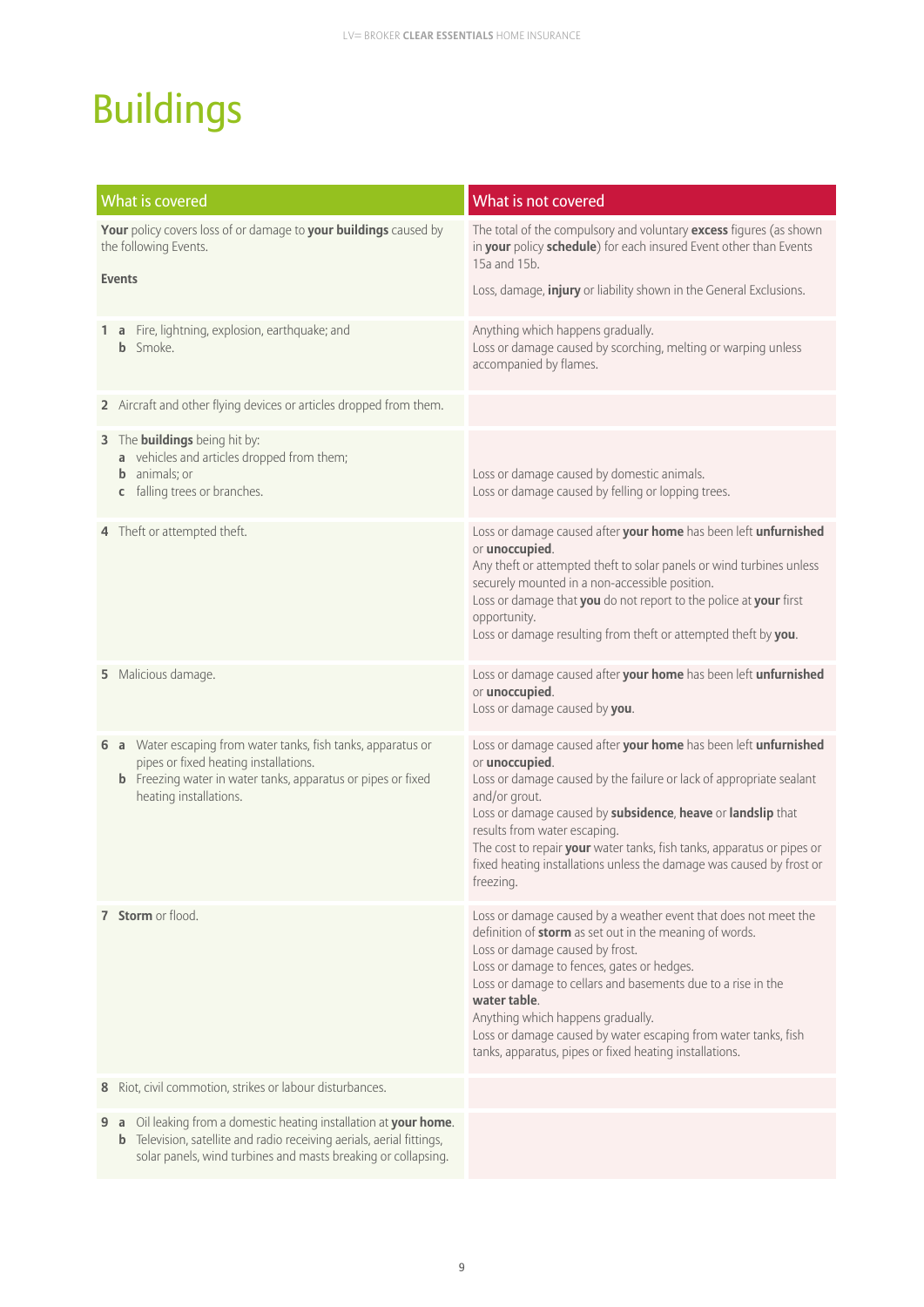# Buildings

| What is covered | What is not covered |
| --- | --- |
| **Your** policy covers loss of or damage to **your buildings** caused by the following Events.<br><br>**Events** | The total of the compulsory and voluntary **excess** figures (as shown in **your** policy **schedule**) for each insured Event other than Events 15a and 15b.<br><br>Loss, damage, **injury** or liability shown in the General Exclusions. |
| **1 a** Fire, lightning, explosion, earthquake; and<br>**b** Smoke. | Anything which happens gradually.<br>Loss or damage caused by scorching, melting or warping unless accompanied by flames. |
| **2** Aircraft and other flying devices or articles dropped from them. | |
| **3** The **buildings** being hit by:<br>**a** vehicles and articles dropped from them;<br>**b** animals; or<br>**c** falling trees or branches. | Loss or damage caused by domestic animals.<br>Loss or damage caused by felling or lopping trees. |
| **4** Theft or attempted theft. | Loss or damage caused after **your home** has been left **unfurnished** or **unoccupied**.<br>Any theft or attempted theft to solar panels or wind turbines unless securely mounted in a non-accessible position.<br>Loss or damage that **you** do not report to the police at **your** first opportunity.<br>Loss or damage resulting from theft or attempted theft by **you**. |
| **5** Malicious damage. | Loss or damage caused after **your home** has been left **unfurnished** or **unoccupied**.<br>Loss or damage caused by **you**. |
| **6 a** Water escaping from water tanks, fish tanks, apparatus or pipes or fixed heating installations.<br>**b** Freezing water in water tanks, apparatus or pipes or fixed heating installations. | Loss or damage caused after **your home** has been left **unfurnished** or **unoccupied**.<br>Loss or damage caused by the failure or lack of appropriate sealant and/or grout.<br>Loss or damage caused by **subsidence**, **heave** or **landslip** that results from water escaping.<br>The cost to repair **your** water tanks, fish tanks, apparatus or pipes or fixed heating installations unless the damage was caused by frost or freezing. |
| **7** **Storm** or flood. | Loss or damage caused by a weather event that does not meet the definition of **storm** as set out in the meaning of words.<br>Loss or damage caused by frost.<br>Loss or damage to fences, gates or hedges.<br>Loss or damage to cellars and basements due to a rise in the **water table**.<br>Anything which happens gradually.<br>Loss or damage caused by water escaping from water tanks, fish tanks, apparatus, pipes or fixed heating installations. |
| **8** Riot, civil commotion, strikes or labour disturbances. | |
| **9 a** Oil leaking from a domestic heating installation at **your home**.<br>**b** Television, satellite and radio receiving aerials, aerial fittings, solar panels, wind turbines and masts breaking or collapsing. | |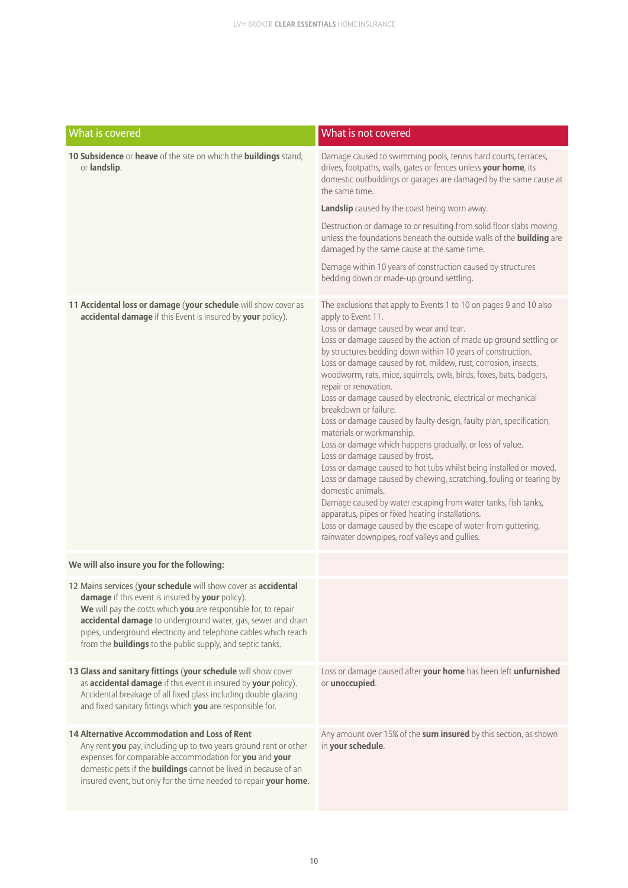| What is covered | What is not covered |
|---|---|
| **10 Subsidence** or **heave** of the site on which the **buildings** stand, or **landslip**. | Damage caused to swimming pools, tennis hard courts, terraces, drives, footpaths, walls, gates or fences unless **your home**, its domestic outbuildings or garages are damaged by the same cause at the same time.<br><br>**Landslip** caused by the coast being worn away.<br><br>Destruction or damage to or resulting from solid floor slabs moving unless the foundations beneath the outside walls of the **building** are damaged by the same cause at the same time.<br><br>Damage within 10 years of construction caused by structures bedding down or made-up ground settling. |
| **11 Accidental loss or damage** (**your schedule** will show cover as **accidental damage** if this Event is insured by **your** policy). | The exclusions that apply to Events 1 to 10 on pages 9 and 10 also apply to Event 11.<br>Loss or damage caused by wear and tear.<br>Loss or damage caused by the action of made up ground settling or by structures bedding down within 10 years of construction.<br>Loss or damage caused by rot, mildew, rust, corrosion, insects, woodworm, rats, mice, squirrels, owls, birds, foxes, bats, badgers, repair or renovation.<br>Loss or damage caused by electronic, electrical or mechanical breakdown or failure.<br>Loss or damage caused by faulty design, faulty plan, specification, materials or workmanship.<br>Loss or damage which happens gradually, or loss of value.<br>Loss or damage caused by frost.<br>Loss or damage caused to hot tubs whilst being installed or moved.<br>Loss or damage caused by chewing, scratching, fouling or tearing by domestic animals.<br>Damage caused by water escaping from water tanks, fish tanks, apparatus, pipes or fixed heating installations.<br>Loss or damage caused by the escape of water from guttering, rainwater downpipes, roof valleys and gullies. |
| **We will also insure you for the following:** | |
| 12 Mains services (**your schedule** will show cover as **accidental damage** if this event is insured by **your** policy).<br>**We** will pay the costs which **you** are responsible for, to repair **accidental damage** to underground water, gas, sewer and drain pipes, underground electricity and telephone cables which reach from the **buildings** to the public supply, and septic tanks. | |
| **13 Glass and sanitary fittings** (**your schedule** will show cover as **accidental damage** if this event is insured by **your** policy).<br>Accidental breakage of all fixed glass including double glazing and fixed sanitary fittings which **you** are responsible for. | Loss or damage caused after **your home** has been left **unfurnished** or **unoccupied**. |
| **14 Alternative Accommodation and Loss of Rent**<br>Any rent **you** pay, including up to two years ground rent or other expenses for comparable accommodation for **you** and **your** domestic pets if the **buildings** cannot be lived in because of an insured event, but only for the time needed to repair **your home**. | Any amount over 15% of the **sum insured** by this section, as shown in **your schedule**. |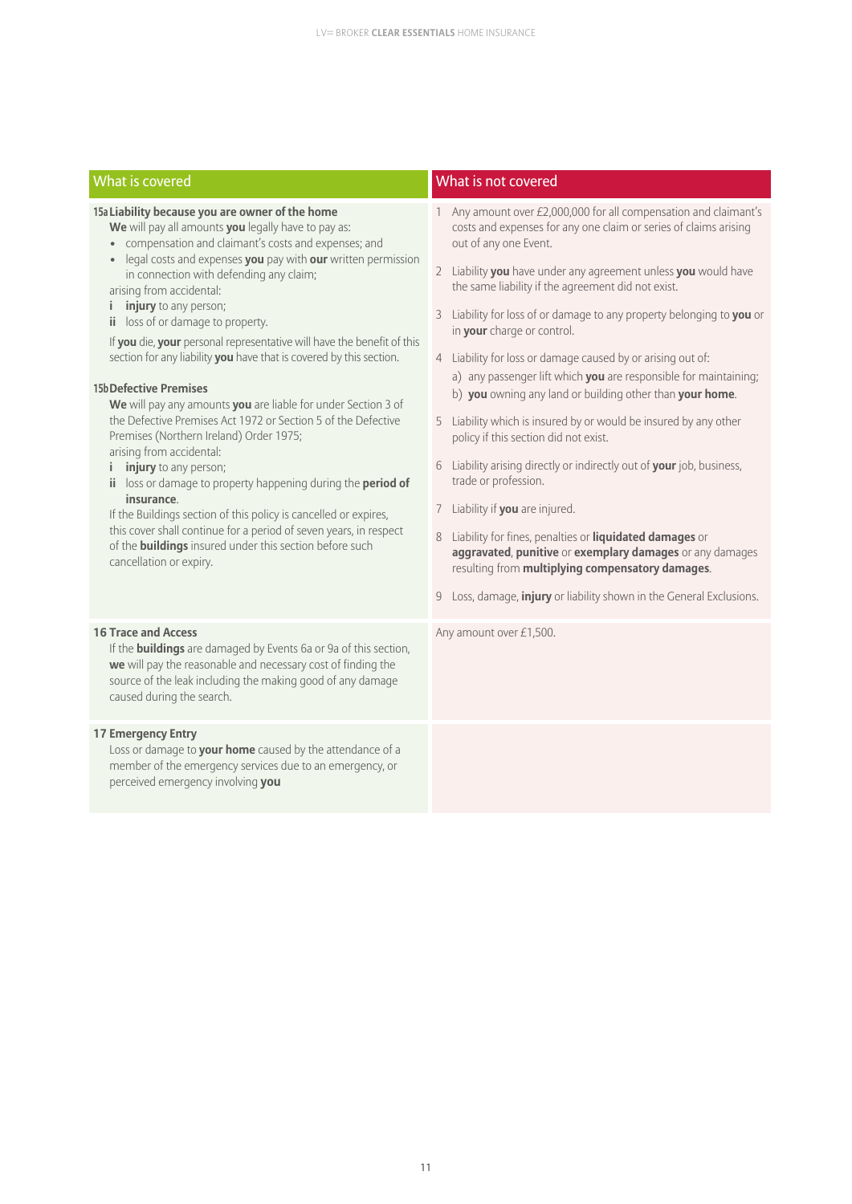| What is covered | What is not covered |
|---|---|
| **15a Liability because you are owner of the home**<br>**We** will pay all amounts **you** legally have to pay as:<br>• compensation and claimant's costs and expenses; and<br>• legal costs and expenses **you** pay with **our** written permission in connection with defending any claim;<br>arising from accidental:<br>**i** **injury** to any person;<br>**ii** loss of or damage to property.<br>If **you** die, **your** personal representative will have the benefit of this section for any liability **you** have that is covered by this section.<br><br>**15b Defective Premises**<br>**We** will pay any amounts **you** are liable for under Section 3 of the Defective Premises Act 1972 or Section 5 of the Defective Premises (Northern Ireland) Order 1975;<br>arising from accidental:<br>**i** **injury** to any person;<br>**ii** loss or damage to property happening during the **period of insurance**.<br>If the Buildings section of this policy is cancelled or expires, this cover shall continue for a period of seven years, in respect of the **buildings** insured under this section before such cancellation or expiry. | 1 Any amount over £2,000,000 for all compensation and claimant's costs and expenses for any one claim or series of claims arising out of any one Event.<br><br>2 Liability **you** have under any agreement unless **you** would have the same liability if the agreement did not exist.<br><br>3 Liability for loss of or damage to any property belonging to **you** or in **your** charge or control.<br><br>4 Liability for loss or damage caused by or arising out of:<br>a) any passenger lift which **you** are responsible for maintaining;<br>b) **you** owning any land or building other than **your home**.<br><br>5 Liability which is insured by or would be insured by any other policy if this section did not exist.<br><br>6 Liability arising directly or indirectly out of **your** job, business, trade or profession.<br><br>7 Liability if **you** are injured.<br><br>8 Liability for fines, penalties or **liquidated damages** or **aggravated**, **punitive** or **exemplary damages** or any damages resulting from **multiplying compensatory damages**.<br><br>9 Loss, damage, **injury** or liability shown in the General Exclusions. |
| **16 Trace and Access**<br>If the **buildings** are damaged by Events 6a or 9a of this section, **we** will pay the reasonable and necessary cost of finding the source of the leak including the making good of any damage caused during the search. | Any amount over £1,500. |
| **17 Emergency Entry**<br>Loss or damage to **your home** caused by the attendance of a member of the emergency services due to an emergency, or perceived emergency involving **you** | |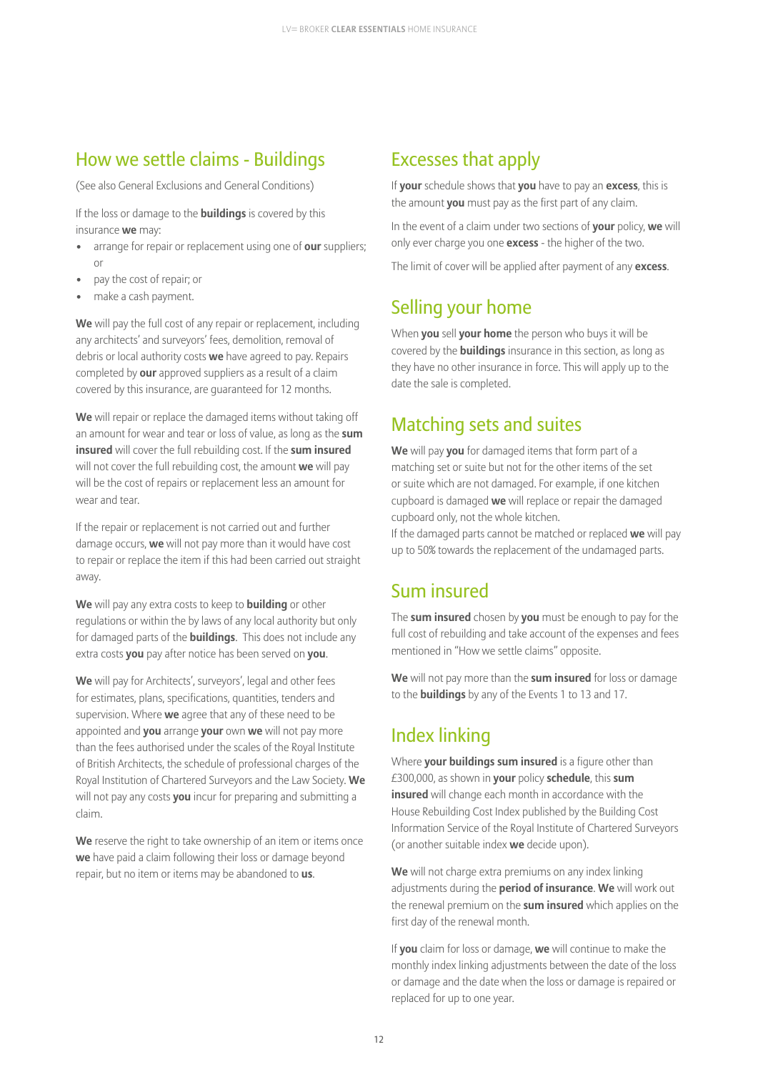## How we settle claims - Buildings

(See also General Exclusions and General Conditions)

If the loss or damage to the **buildings** is covered by this insurance **we** may:

- arrange for repair or replacement using one of **our** suppliers; or
- pay the cost of repair; or
- make a cash payment.

**We** will pay the full cost of any repair or replacement, including any architects' and surveyors' fees, demolition, removal of debris or local authority costs **we** have agreed to pay. Repairs completed by **our** approved suppliers as a result of a claim covered by this insurance, are guaranteed for 12 months.

**We** will repair or replace the damaged items without taking off an amount for wear and tear or loss of value, as long as the **sum insured** will cover the full rebuilding cost. If the **sum insured** will not cover the full rebuilding cost, the amount **we** will pay will be the cost of repairs or replacement less an amount for wear and tear.

If the repair or replacement is not carried out and further damage occurs, **we** will not pay more than it would have cost to repair or replace the item if this had been carried out straight away.

**We** will pay any extra costs to keep to **building** or other regulations or within the by laws of any local authority but only for damaged parts of the **buildings**. This does not include any extra costs **you** pay after notice has been served on **you**.

**We** will pay for Architects', surveyors', legal and other fees for estimates, plans, specifications, quantities, tenders and supervision. Where **we** agree that any of these need to be appointed and **you** arrange **your** own **we** will not pay more than the fees authorised under the scales of the Royal Institute of British Architects, the schedule of professional charges of the Royal Institution of Chartered Surveyors and the Law Society. **We** will not pay any costs **you** incur for preparing and submitting a claim.

**We** reserve the right to take ownership of an item or items once **we** have paid a claim following their loss or damage beyond repair, but no item or items may be abandoned to **us**.

## Excesses that apply

If **your** schedule shows that **you** have to pay an **excess**, this is the amount **you** must pay as the first part of any claim.

In the event of a claim under two sections of **your** policy, **we** will only ever charge you one **excess** - the higher of the two.

The limit of cover will be applied after payment of any **excess**.

## Selling your home

When **you** sell **your home** the person who buys it will be covered by the **buildings** insurance in this section, as long as they have no other insurance in force. This will apply up to the date the sale is completed.

## Matching sets and suites

**We** will pay **you** for damaged items that form part of a matching set or suite but not for the other items of the set or suite which are not damaged. For example, if one kitchen cupboard is damaged **we** will replace or repair the damaged cupboard only, not the whole kitchen.
If the damaged parts cannot be matched or replaced **we** will pay up to 50% towards the replacement of the undamaged parts.

## Sum insured

The **sum insured** chosen by **you** must be enough to pay for the full cost of rebuilding and take account of the expenses and fees mentioned in "How we settle claims" opposite.

**We** will not pay more than the **sum insured** for loss or damage to the **buildings** by any of the Events 1 to 13 and 17.

## Index linking

Where **your buildings sum insured** is a figure other than £300,000, as shown in **your** policy **schedule**, this **sum insured** will change each month in accordance with the House Rebuilding Cost Index published by the Building Cost Information Service of the Royal Institute of Chartered Surveyors (or another suitable index **we** decide upon).

**We** will not charge extra premiums on any index linking adjustments during the **period of insurance**. **We** will work out the renewal premium on the **sum insured** which applies on the first day of the renewal month.

If **you** claim for loss or damage, **we** will continue to make the monthly index linking adjustments between the date of the loss or damage and the date when the loss or damage is repaired or replaced for up to one year.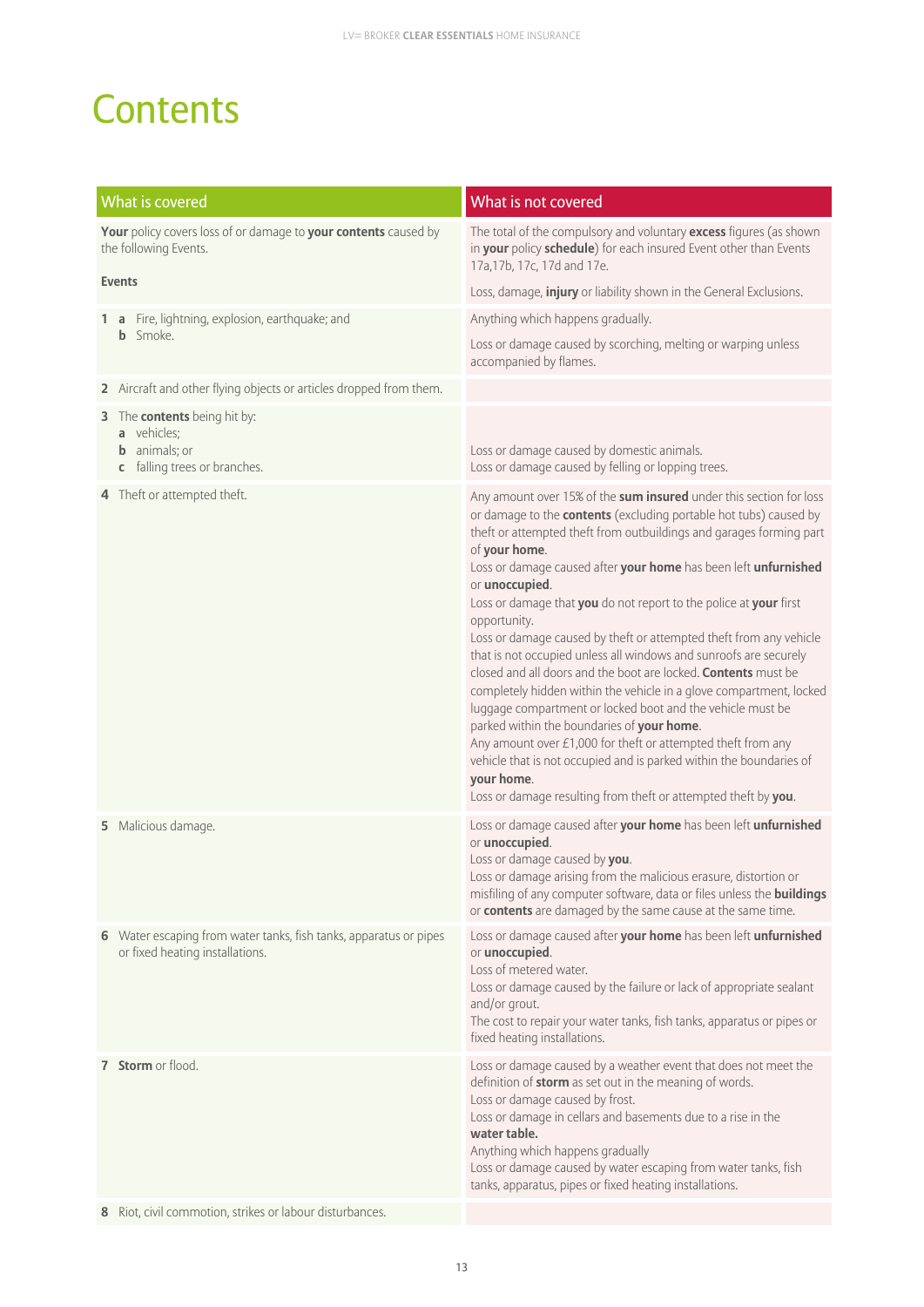# Contents

| What is covered | What is not covered |
|---|---|
| **Your** policy covers loss of or damage to **your contents** caused by the following Events.<br><br>**Events** | The total of the compulsory and voluntary **excess** figures (as shown in **your** policy **schedule**) for each insured Event other than Events 17a,17b, 17c, 17d and 17e.<br><br>Loss, damage, **injury** or liability shown in the General Exclusions. |
| **1 a** Fire, lightning, explosion, earthquake; and<br>**b** Smoke. | Anything which happens gradually.<br><br>Loss or damage caused by scorching, melting or warping unless accompanied by flames. |
| **2** Aircraft and other flying objects or articles dropped from them. | |
| **3** The **contents** being hit by:<br>**a** vehicles;<br>**b** animals; or<br>**c** falling trees or branches. | Loss or damage caused by domestic animals.<br>Loss or damage caused by felling or lopping trees. |
| **4** Theft or attempted theft. | Any amount over 15% of the **sum insured** under this section for loss or damage to the **contents** (excluding portable hot tubs) caused by theft or attempted theft from outbuildings and garages forming part of **your home**.<br>Loss or damage caused after **your home** has been left **unfurnished** or **unoccupied**.<br>Loss or damage that **you** do not report to the police at **your** first opportunity.<br>Loss or damage caused by theft or attempted theft from any vehicle that is not occupied unless all windows and sunroofs are securely closed and all doors and the boot are locked. **Contents** must be completely hidden within the vehicle in a glove compartment, locked luggage compartment or locked boot and the vehicle must be parked within the boundaries of **your home**.<br>Any amount over £1,000 for theft or attempted theft from any vehicle that is not occupied and is parked within the boundaries of **your home**.<br>Loss or damage resulting from theft or attempted theft by **you**. |
| **5** Malicious damage. | Loss or damage caused after **your home** has been left **unfurnished** or **unoccupied**.<br>Loss or damage caused by **you**.<br>Loss or damage arising from the malicious erasure, distortion or misfiling of any computer software, data or files unless the **buildings** or **contents** are damaged by the same cause at the same time. |
| **6** Water escaping from water tanks, fish tanks, apparatus or pipes or fixed heating installations. | Loss or damage caused after **your home** has been left **unfurnished** or **unoccupied**.<br>Loss of metered water.<br>Loss or damage caused by the failure or lack of appropriate sealant and/or grout.<br>The cost to repair your water tanks, fish tanks, apparatus or pipes or fixed heating installations. |
| **7** **Storm** or flood. | Loss or damage caused by a weather event that does not meet the definition of **storm** as set out in the meaning of words.<br>Loss or damage caused by frost.<br>Loss or damage in cellars and basements due to a rise in the **water table.**<br>Anything which happens gradually<br>Loss or damage caused by water escaping from water tanks, fish tanks, apparatus, pipes or fixed heating installations. |
| **8** Riot, civil commotion, strikes or labour disturbances. | |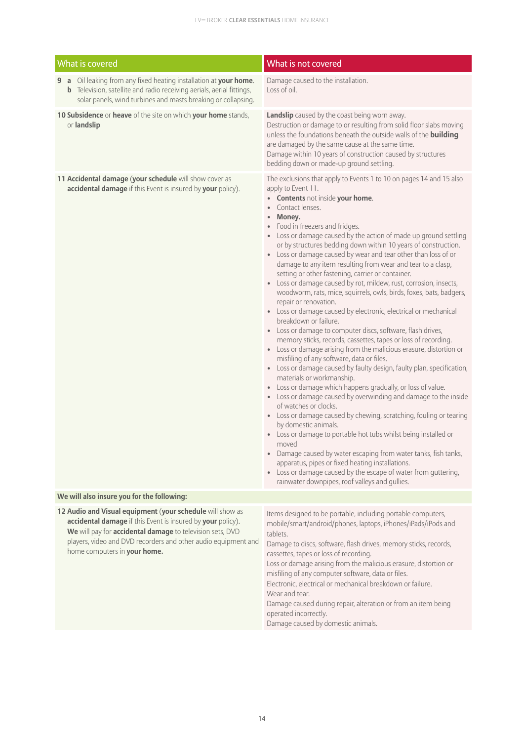| What is covered | What is not covered |
|---|---|
| **9 a** Oil leaking from any fixed heating installation at **your home**.<br>**b** Television, satellite and radio receiving aerials, aerial fittings, solar panels, wind turbines and masts breaking or collapsing. | Damage caused to the installation.<br>Loss of oil. |
| **10 Subsidence** or **heave** of the site on which **your home** stands, or **landslip** | **Landslip** caused by the coast being worn away.<br>Destruction or damage to or resulting from solid floor slabs moving unless the foundations beneath the outside walls of the **building** are damaged by the same cause at the same time.<br>Damage within 10 years of construction caused by structures bedding down or made-up ground settling. |
| **11 Accidental damage** (**your schedule** will show cover as **accidental damage** if this Event is insured by **your** policy). | The exclusions that apply to Events 1 to 10 on pages 14 and 15 also apply to Event 11.<br>• **Contents** not inside **your home**.<br>• Contact lenses.<br>• **Money.**<br>• Food in freezers and fridges.<br>• Loss or damage caused by the action of made up ground settling or by structures bedding down within 10 years of construction.<br>• Loss or damage caused by wear and tear other than loss of or damage to any item resulting from wear and tear to a clasp, setting or other fastening, carrier or container.<br>• Loss or damage caused by rot, mildew, rust, corrosion, insects, woodworm, rats, mice, squirrels, owls, birds, foxes, bats, badgers, repair or renovation.<br>• Loss or damage caused by electronic, electrical or mechanical breakdown or failure.<br>• Loss or damage to computer discs, software, flash drives, memory sticks, records, cassettes, tapes or loss of recording.<br>• Loss or damage arising from the malicious erasure, distortion or misfiling of any software, data or files.<br>• Loss or damage caused by faulty design, faulty plan, specification, materials or workmanship.<br>• Loss or damage which happens gradually, or loss of value.<br>• Loss or damage caused by overwinding and damage to the inside of watches or clocks.<br>• Loss or damage caused by chewing, scratching, fouling or tearing by domestic animals.<br>• Loss or damage to portable hot tubs whilst being installed or moved<br>• Damage caused by water escaping from water tanks, fish tanks, apparatus, pipes or fixed heating installations.<br>• Loss or damage caused by the escape of water from guttering, rainwater downpipes, roof valleys and gullies. |
| **We will also insure you for the following:** | |
| **12 Audio and Visual equipment** (**your schedule** will show as **accidental damage** if this Event is insured by **your** policy).<br>**We** will pay for **accidental damage** to television sets, DVD players, video and DVD recorders and other audio equipment and home computers in **your home.** | Items designed to be portable, including portable computers, mobile/smart/android/phones, laptops, iPhones/iPads/iPods and tablets.<br>Damage to discs, software, flash drives, memory sticks, records, cassettes, tapes or loss of recording.<br>Loss or damage arising from the malicious erasure, distortion or misfiling of any computer software, data or files.<br>Electronic, electrical or mechanical breakdown or failure.<br>Wear and tear.<br>Damage caused during repair, alteration or from an item being operated incorrectly.<br>Damage caused by domestic animals. |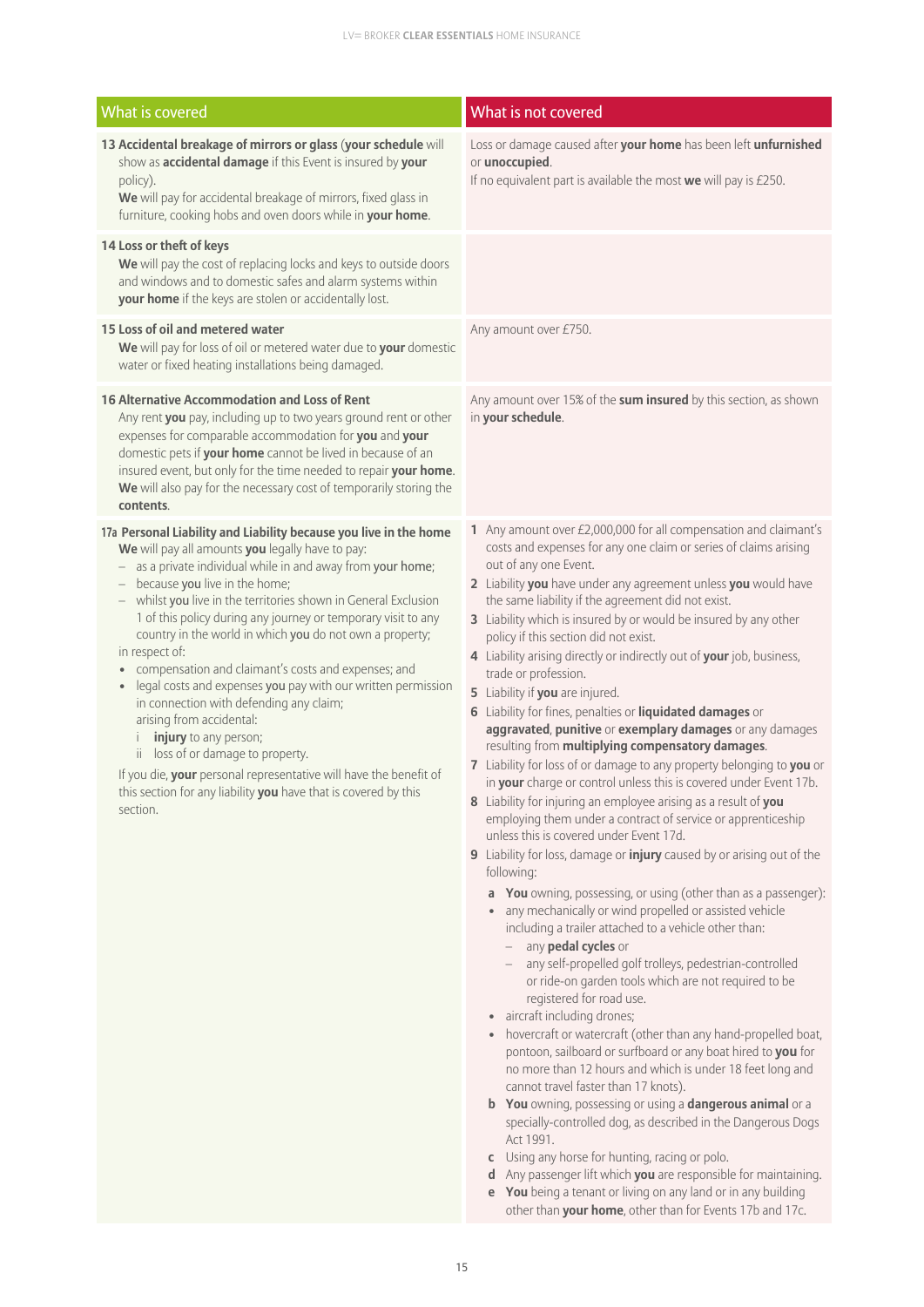| What is covered | What is not covered |
|---|---|
| **13 Accidental breakage of mirrors or glass** (**your schedule** will show as **accidental damage** if this Event is insured by **your** policy).<br>**We** will pay for accidental breakage of mirrors, fixed glass in furniture, cooking hobs and oven doors while in **your home**. | Loss or damage caused after **your home** has been left **unfurnished** or **unoccupied**.<br>If no equivalent part is available the most **we** will pay is £250. |
| **14 Loss or theft of keys**<br>**We** will pay the cost of replacing locks and keys to outside doors and windows and to domestic safes and alarm systems within **your home** if the keys are stolen or accidentally lost. | |
| **15 Loss of oil and metered water**<br>**We** will pay for loss of oil or metered water due to **your** domestic water or fixed heating installations being damaged. | Any amount over £750. |
| **16 Alternative Accommodation and Loss of Rent**<br>Any rent **you** pay, including up to two years ground rent or other expenses for comparable accommodation for **you** and **your** domestic pets if **your home** cannot be lived in because of an insured event, but only for the time needed to repair **your home**.<br>**We** will also pay for the necessary cost of temporarily storing the **contents**. | Any amount over 15% of the **sum insured** by this section, as shown in **your schedule**. |
| **17a Personal Liability and Liability because you live in the home**<br>**We** will pay all amounts **you** legally have to pay:<br>– as a private individual while in and away from **your home**;<br>– because **you** live in the home;<br>– whilst **you** live in the territories shown in General Exclusion 1 of this policy during any journey or temporary visit to any country in the world in which **you** do not own a property;<br>in respect of:<br>• compensation and claimant's costs and expenses; and<br>• legal costs and expenses **you** pay with our written permission in connection with defending any claim;<br>arising from accidental:<br>i **injury** to any person;<br>ii loss of or damage to property.<br><br>If you die, **your** personal representative will have the benefit of this section for any liability **you** have that is covered by this section. | **1** Any amount over £2,000,000 for all compensation and claimant's costs and expenses for any one claim or series of claims arising out of any one Event.<br>**2** Liability **you** have under any agreement unless **you** would have the same liability if the agreement did not exist.<br>**3** Liability which is insured by or would be insured by any other policy if this section did not exist.<br>**4** Liability arising directly or indirectly out of **your** job, business, trade or profession.<br>**5** Liability if **you** are injured.<br>**6** Liability for fines, penalties or **liquidated damages** or **aggravated**, **punitive** or **exemplary damages** or any damages resulting from **multiplying compensatory damages**.<br>**7** Liability for loss of or damage to any property belonging to **you** or in **your** charge or control unless this is covered under Event 17b.<br>**8** Liability for injuring an employee arising as a result of **you** employing them under a contract of service or apprenticeship unless this is covered under Event 17d.<br>**9** Liability for loss, damage or **injury** caused by or arising out of the following:<br>**a** **You** owning, possessing, or using (other than as a passenger):<br>• any mechanically or wind propelled or assisted vehicle including a trailer attached to a vehicle other than:<br>– any **pedal cycles** or<br>– any self-propelled golf trolleys, pedestrian-controlled or ride-on garden tools which are not required to be registered for road use.<br>• aircraft including drones;<br>• hovercraft or watercraft (other than any hand-propelled boat, pontoon, sailboard or surfboard or any boat hired to **you** for no more than 12 hours and which is under 18 feet long and cannot travel faster than 17 knots).<br>**b** **You** owning, possessing or using a **dangerous animal** or a specially-controlled dog, as described in the Dangerous Dogs Act 1991.<br>**c** Using any horse for hunting, racing or polo.<br>**d** Any passenger lift which **you** are responsible for maintaining.<br>**e** **You** being a tenant or living on any land or in any building other than **your home**, other than for Events 17b and 17c. |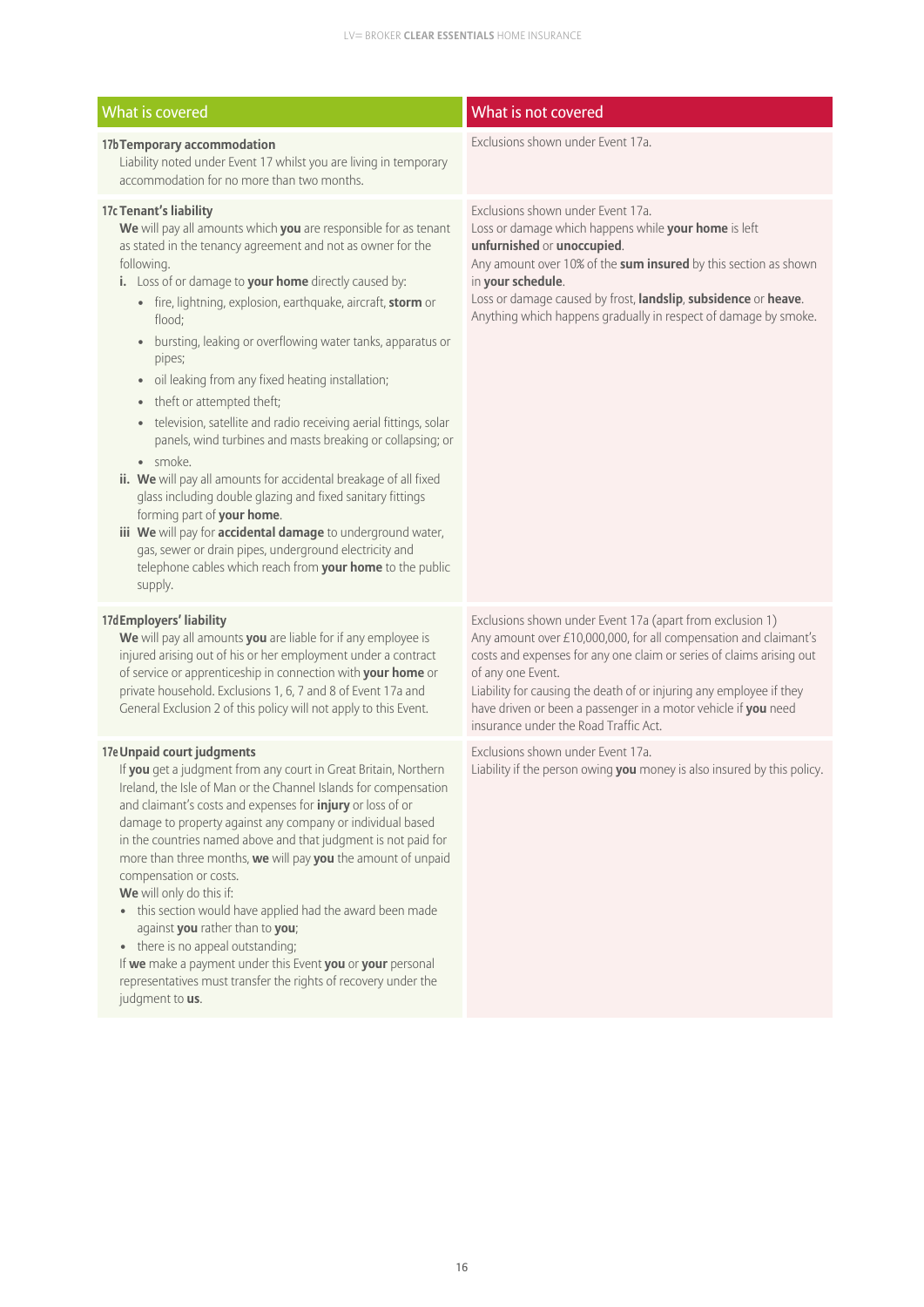| What is covered | What is not covered |
|---|---|
| **17b Temporary accommodation**<br>Liability noted under Event 17 whilst you are living in temporary accommodation for no more than two months. | Exclusions shown under Event 17a. |
| **17c Tenant's liability**<br>**We** will pay all amounts which **you** are responsible for as tenant as stated in the tenancy agreement and not as owner for the following.<br>**i.** Loss of or damage to **your home** directly caused by:<br>• fire, lightning, explosion, earthquake, aircraft, **storm** or flood;<br>• bursting, leaking or overflowing water tanks, apparatus or pipes;<br>• oil leaking from any fixed heating installation;<br>• theft or attempted theft;<br>• television, satellite and radio receiving aerial fittings, solar panels, wind turbines and masts breaking or collapsing; or<br>• smoke.<br>**ii. We** will pay all amounts for accidental breakage of all fixed glass including double glazing and fixed sanitary fittings forming part of **your home**.<br>**iii We** will pay for **accidental damage** to underground water, gas, sewer or drain pipes, underground electricity and telephone cables which reach from **your home** to the public supply. | Exclusions shown under Event 17a.<br>Loss or damage which happens while **your home** is left **unfurnished** or **unoccupied**.<br>Any amount over 10% of the **sum insured** by this section as shown in **your schedule**.<br>Loss or damage caused by frost, **landslip**, **subsidence** or **heave**.<br>Anything which happens gradually in respect of damage by smoke. |
| **17d Employers' liability**<br>**We** will pay all amounts **you** are liable for if any employee is injured arising out of his or her employment under a contract of service or apprenticeship in connection with **your home** or private household. Exclusions 1, 6, 7 and 8 of Event 17a and General Exclusion 2 of this policy will not apply to this Event. | Exclusions shown under Event 17a (apart from exclusion 1)<br>Any amount over £10,000,000, for all compensation and claimant's costs and expenses for any one claim or series of claims arising out of any one Event.<br>Liability for causing the death of or injuring any employee if they have driven or been a passenger in a motor vehicle if **you** need insurance under the Road Traffic Act. |
| **17e Unpaid court judgments**<br>If **you** get a judgment from any court in Great Britain, Northern Ireland, the Isle of Man or the Channel Islands for compensation and claimant's costs and expenses for **injury** or loss of or damage to property against any company or individual based in the countries named above and that judgment is not paid for more than three months, **we** will pay **you** the amount of unpaid compensation or costs.<br>**We** will only do this if:<br>• this section would have applied had the award been made against **you** rather than to **you**;<br>• there is no appeal outstanding;<br>If **we** make a payment under this Event **you** or **your** personal representatives must transfer the rights of recovery under the judgment to **us**. | Exclusions shown under Event 17a.<br>Liability if the person owing **you** money is also insured by this policy. |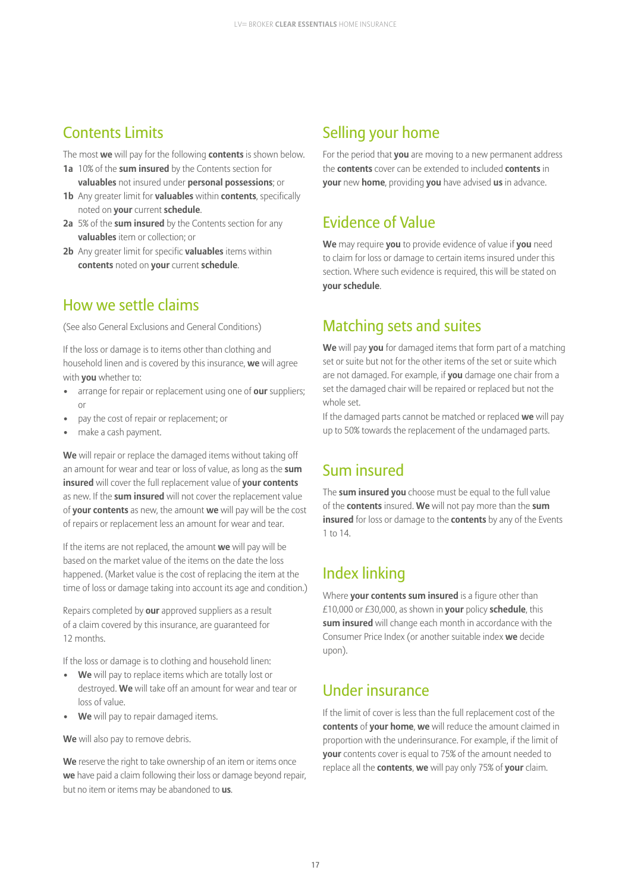## Contents Limits

The most **we** will pay for the following **contents** is shown below.

**1a** 10% of the **sum insured** by the Contents section for **valuables** not insured under **personal possessions**; or

**1b** Any greater limit for **valuables** within **contents**, specifically noted on **your** current **schedule**.

**2a** 5% of the **sum insured** by the Contents section for any **valuables** item or collection; or

**2b** Any greater limit for specific **valuables** items within **contents** noted on **your** current **schedule**.

## How we settle claims

(See also General Exclusions and General Conditions)

If the loss or damage is to items other than clothing and household linen and is covered by this insurance, **we** will agree with **you** whether to:

- arrange for repair or replacement using one of **our** suppliers; or
- pay the cost of repair or replacement; or
- make a cash payment.

**We** will repair or replace the damaged items without taking off an amount for wear and tear or loss of value, as long as the **sum insured** will cover the full replacement value of **your contents** as new. If the **sum insured** will not cover the replacement value of **your contents** as new, the amount **we** will pay will be the cost of repairs or replacement less an amount for wear and tear.

If the items are not replaced, the amount **we** will pay will be based on the market value of the items on the date the loss happened. (Market value is the cost of replacing the item at the time of loss or damage taking into account its age and condition.)

Repairs completed by **our** approved suppliers as a result of a claim covered by this insurance, are guaranteed for 12 months.

If the loss or damage is to clothing and household linen:

- **We** will pay to replace items which are totally lost or destroyed. **We** will take off an amount for wear and tear or loss of value.
- **We** will pay to repair damaged items.

**We** will also pay to remove debris.

**We** reserve the right to take ownership of an item or items once **we** have paid a claim following their loss or damage beyond repair, but no item or items may be abandoned to **us**.

## Selling your home

For the period that **you** are moving to a new permanent address the **contents** cover can be extended to included **contents** in **your** new **home**, providing **you** have advised **us** in advance.

## Evidence of Value

**We** may require **you** to provide evidence of value if **you** need to claim for loss or damage to certain items insured under this section. Where such evidence is required, this will be stated on **your schedule**.

## Matching sets and suites

**We** will pay **you** for damaged items that form part of a matching set or suite but not for the other items of the set or suite which are not damaged. For example, if **you** damage one chair from a set the damaged chair will be repaired or replaced but not the whole set.

If the damaged parts cannot be matched or replaced **we** will pay up to 50% towards the replacement of the undamaged parts.

## Sum insured

The **sum insured you** choose must be equal to the full value of the **contents** insured. **We** will not pay more than the **sum insured** for loss or damage to the **contents** by any of the Events 1 to 14.

## Index linking

Where **your contents sum insured** is a figure other than £10,000 or £30,000, as shown in **your** policy **schedule**, this **sum insured** will change each month in accordance with the Consumer Price Index (or another suitable index **we** decide upon).

## Under insurance

If the limit of cover is less than the full replacement cost of the **contents** of **your home**, **we** will reduce the amount claimed in proportion with the underinsurance. For example, if the limit of **your** contents cover is equal to 75% of the amount needed to replace all the **contents**, **we** will pay only 75% of **your** claim.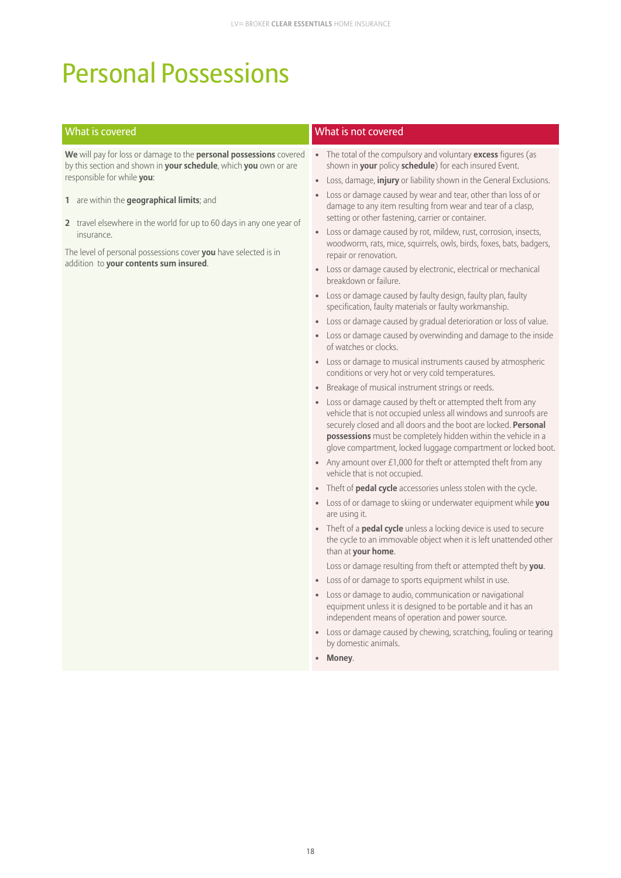# Personal Possessions

## What is covered

**We** will pay for loss or damage to the **personal possessions** covered by this section and shown in **your schedule**, which **you** own or are responsible for while **you**:

1. are within the **geographical limits**; and
2. travel elsewhere in the world for up to 60 days in any one year of insurance.

The level of personal possessions cover **you** have selected is in addition to **your contents sum insured**.

## What is not covered

- The total of the compulsory and voluntary **excess** figures (as shown in **your** policy **schedule**) for each insured Event.
- Loss, damage, **injury** or liability shown in the General Exclusions.
- Loss or damage caused by wear and tear, other than loss of or damage to any item resulting from wear and tear of a clasp, setting or other fastening, carrier or container.
- Loss or damage caused by rot, mildew, rust, corrosion, insects, woodworm, rats, mice, squirrels, owls, birds, foxes, bats, badgers, repair or renovation.
- Loss or damage caused by electronic, electrical or mechanical breakdown or failure.
- Loss or damage caused by faulty design, faulty plan, faulty specification, faulty materials or faulty workmanship.
- Loss or damage caused by gradual deterioration or loss of value.
- Loss or damage caused by overwinding and damage to the inside of watches or clocks.
- Loss or damage to musical instruments caused by atmospheric conditions or very hot or very cold temperatures.
- Breakage of musical instrument strings or reeds.
- Loss or damage caused by theft or attempted theft from any vehicle that is not occupied unless all windows and sunroofs are securely closed and all doors and the boot are locked. **Personal possessions** must be completely hidden within the vehicle in a glove compartment, locked luggage compartment or locked boot.
- Any amount over £1,000 for theft or attempted theft from any vehicle that is not occupied.
- Theft of **pedal cycle** accessories unless stolen with the cycle.
- Loss of or damage to skiing or underwater equipment while **you** are using it.
- Theft of a **pedal cycle** unless a locking device is used to secure the cycle to an immovable object when it is left unattended other than at **your home**.

  Loss or damage resulting from theft or attempted theft by **you**.
- Loss of or damage to sports equipment whilst in use.
- Loss or damage to audio, communication or navigational equipment unless it is designed to be portable and it has an independent means of operation and power source.
- Loss or damage caused by chewing, scratching, fouling or tearing by domestic animals.
- **Money**.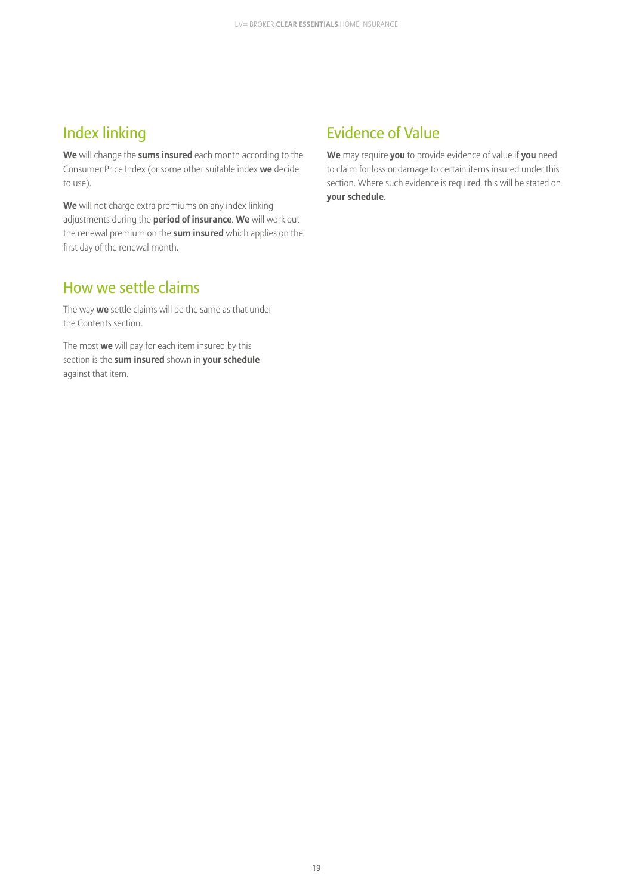## Index linking

**We** will change the **sums insured** each month according to the Consumer Price Index (or some other suitable index **we** decide to use).

**We** will not charge extra premiums on any index linking adjustments during the **period of insurance**. **We** will work out the renewal premium on the **sum insured** which applies on the first day of the renewal month.

## How we settle claims

The way **we** settle claims will be the same as that under the Contents section.

The most **we** will pay for each item insured by this section is the **sum insured** shown in **your schedule** against that item.

## Evidence of Value

**We** may require **you** to provide evidence of value if **you** need to claim for loss or damage to certain items insured under this section. Where such evidence is required, this will be stated on **your schedule**.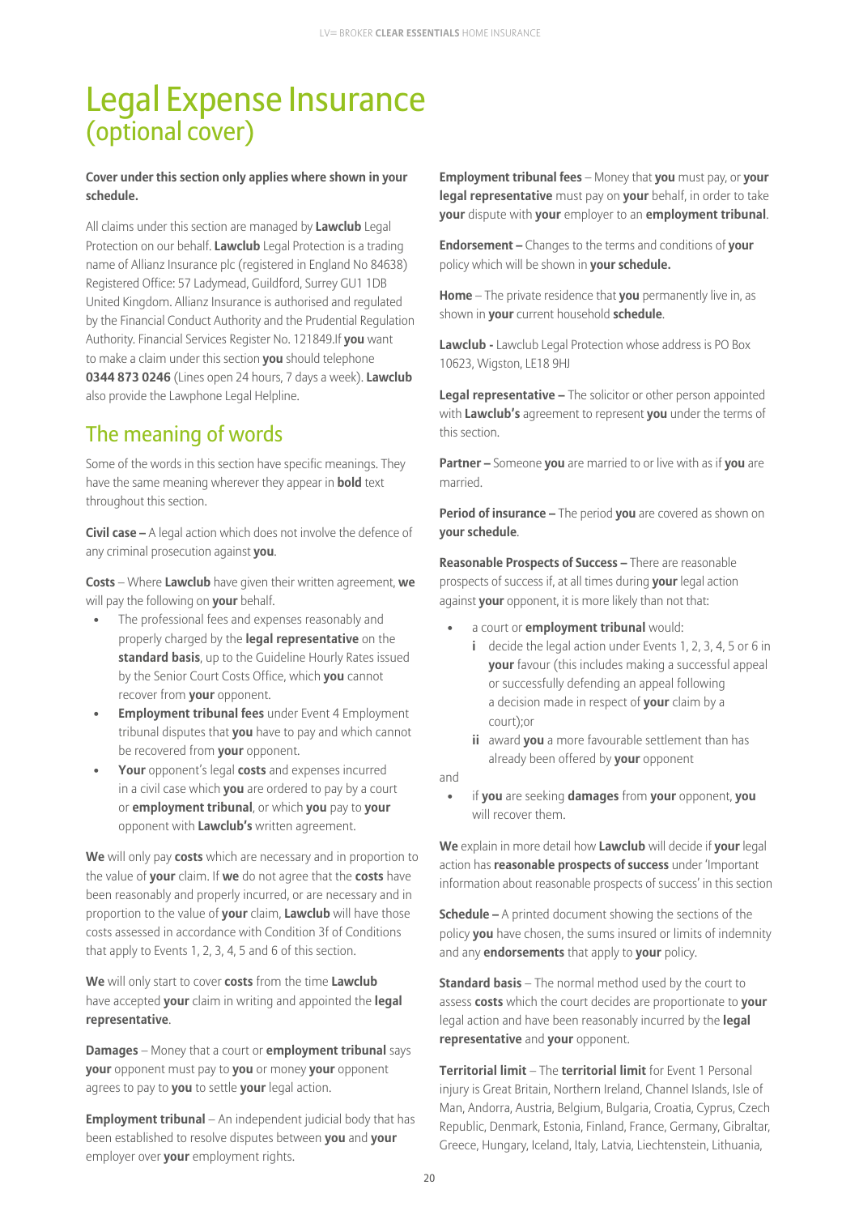# Legal Expense Insurance
## (optional cover)

**Cover under this section only applies where shown in your schedule.**

All claims under this section are managed by **Lawclub** Legal Protection on our behalf. **Lawclub** Legal Protection is a trading name of Allianz Insurance plc (registered in England No 84638) Registered Office: 57 Ladymead, Guildford, Surrey GU1 1DB United Kingdom. Allianz Insurance is authorised and regulated by the Financial Conduct Authority and the Prudential Regulation Authority. Financial Services Register No. 121849.If **you** want to make a claim under this section **you** should telephone **0344 873 0246** (Lines open 24 hours, 7 days a week). **Lawclub** also provide the Lawphone Legal Helpline.

## The meaning of words

Some of the words in this section have specific meanings. They have the same meaning wherever they appear in **bold** text throughout this section.

**Civil case –** A legal action which does not involve the defence of any criminal prosecution against **you**.

**Costs** – Where **Lawclub** have given their written agreement, **we** will pay the following on **your** behalf.

- The professional fees and expenses reasonably and properly charged by the **legal representative** on the **standard basis**, up to the Guideline Hourly Rates issued by the Senior Court Costs Office, which **you** cannot recover from **your** opponent.
- **Employment tribunal fees** under Event 4 Employment tribunal disputes that **you** have to pay and which cannot be recovered from **your** opponent.
- **Your** opponent's legal **costs** and expenses incurred in a civil case which **you** are ordered to pay by a court or **employment tribunal**, or which **you** pay to **your** opponent with **Lawclub's** written agreement.

**We** will only pay **costs** which are necessary and in proportion to the value of **your** claim. If **we** do not agree that the **costs** have been reasonably and properly incurred, or are necessary and in proportion to the value of **your** claim, **Lawclub** will have those costs assessed in accordance with Condition 3f of Conditions that apply to Events 1, 2, 3, 4, 5 and 6 of this section.

**We** will only start to cover **costs** from the time **Lawclub** have accepted **your** claim in writing and appointed the **legal representative**.

**Damages** – Money that a court or **employment tribunal** says **your** opponent must pay to **you** or money **your** opponent agrees to pay to **you** to settle **your** legal action.

**Employment tribunal** – An independent judicial body that has been established to resolve disputes between **you** and **your** employer over **your** employment rights.

**Employment tribunal fees** – Money that **you** must pay, or **your legal representative** must pay on **your** behalf, in order to take **your** dispute with **your** employer to an **employment tribunal**.

**Endorsement –** Changes to the terms and conditions of **your** policy which will be shown in **your schedule.**

**Home** – The private residence that **you** permanently live in, as shown in **your** current household **schedule**.

**Lawclub -** Lawclub Legal Protection whose address is PO Box 10623, Wigston, LE18 9HJ

**Legal representative –** The solicitor or other person appointed with **Lawclub's** agreement to represent **you** under the terms of this section.

**Partner –** Someone **you** are married to or live with as if **you** are married.

**Period of insurance –** The period **you** are covered as shown on **your schedule**.

**Reasonable Prospects of Success –** There are reasonable prospects of success if, at all times during **your** legal action against **your** opponent, it is more likely than not that:

- a court or **employment tribunal** would:
  - **i** decide the legal action under Events 1, 2, 3, 4, 5 or 6 in **your** favour (this includes making a successful appeal or successfully defending an appeal following a decision made in respect of **your** claim by a court);or
  - **ii** award **you** a more favourable settlement than has already been offered by **your** opponent

and

- if **you** are seeking **damages** from **your** opponent, **you** will recover them.

**We** explain in more detail how **Lawclub** will decide if **your** legal action has **reasonable prospects of success** under 'Important information about reasonable prospects of success' in this section

**Schedule –** A printed document showing the sections of the policy **you** have chosen, the sums insured or limits of indemnity and any **endorsements** that apply to **your** policy.

**Standard basis** – The normal method used by the court to assess **costs** which the court decides are proportionate to **your** legal action and have been reasonably incurred by the **legal representative** and **your** opponent.

**Territorial limit** – The **territorial limit** for Event 1 Personal injury is Great Britain, Northern Ireland, Channel Islands, Isle of Man, Andorra, Austria, Belgium, Bulgaria, Croatia, Cyprus, Czech Republic, Denmark, Estonia, Finland, France, Germany, Gibraltar, Greece, Hungary, Iceland, Italy, Latvia, Liechtenstein, Lithuania,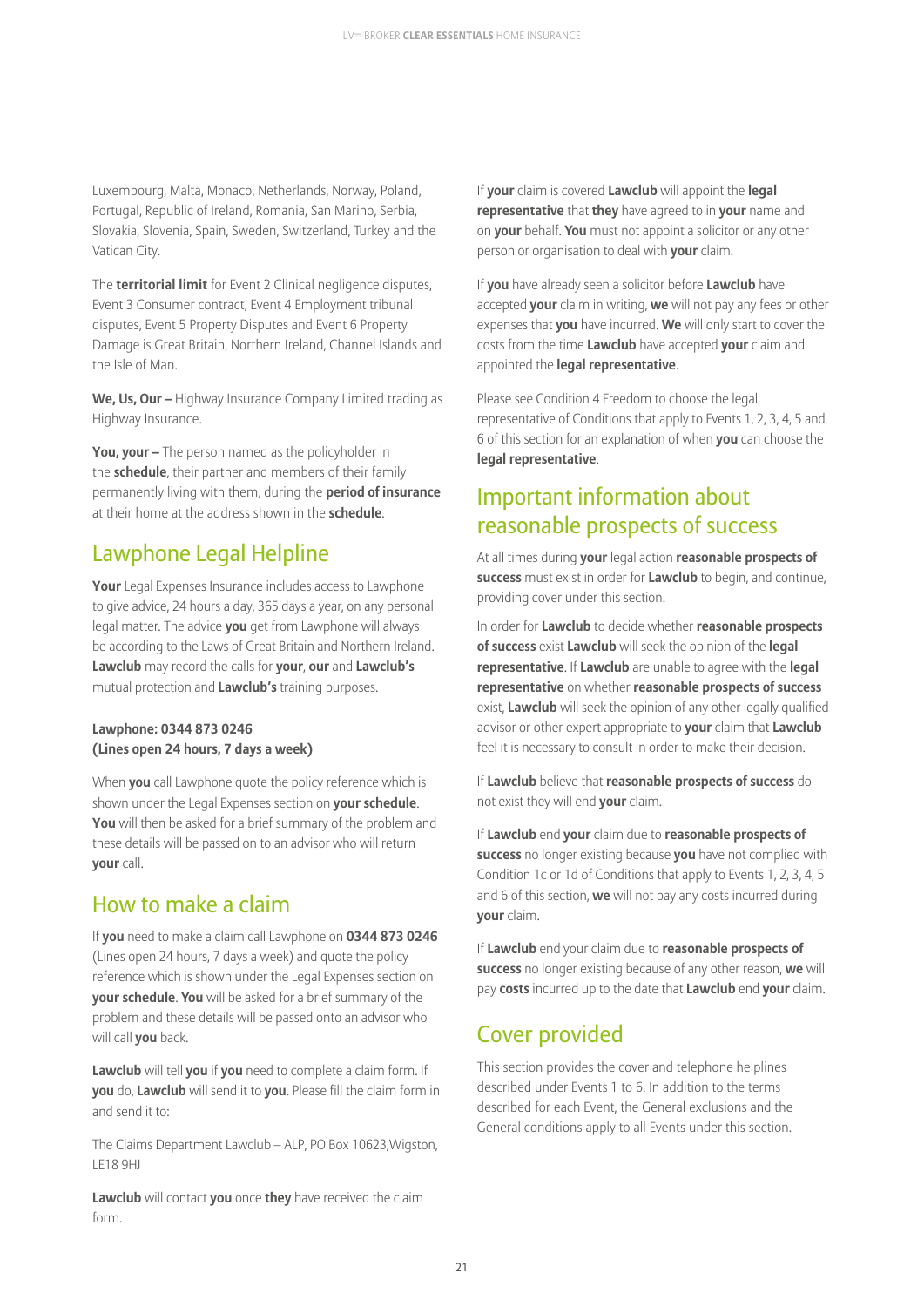Luxembourg, Malta, Monaco, Netherlands, Norway, Poland, Portugal, Republic of Ireland, Romania, San Marino, Serbia, Slovakia, Slovenia, Spain, Sweden, Switzerland, Turkey and the Vatican City.

The **territorial limit** for Event 2 Clinical negligence disputes, Event 3 Consumer contract, Event 4 Employment tribunal disputes, Event 5 Property Disputes and Event 6 Property Damage is Great Britain, Northern Ireland, Channel Islands and the Isle of Man.

**We, Us, Our –** Highway Insurance Company Limited trading as Highway Insurance.

**You, your –** The person named as the policyholder in the **schedule**, their partner and members of their family permanently living with them, during the **period of insurance** at their home at the address shown in the **schedule**.

## Lawphone Legal Helpline

**Your** Legal Expenses Insurance includes access to Lawphone to give advice, 24 hours a day, 365 days a year, on any personal legal matter. The advice **you** get from Lawphone will always be according to the Laws of Great Britain and Northern Ireland. **Lawclub** may record the calls for **your**, **our** and **Lawclub's** mutual protection and **Lawclub's** training purposes.

**Lawphone: 0344 873 0246**
**(Lines open 24 hours, 7 days a week)**

When **you** call Lawphone quote the policy reference which is shown under the Legal Expenses section on **your schedule**. **You** will then be asked for a brief summary of the problem and these details will be passed on to an advisor who will return **your** call.

## How to make a claim

If **you** need to make a claim call Lawphone on **0344 873 0246** (Lines open 24 hours, 7 days a week) and quote the policy reference which is shown under the Legal Expenses section on **your schedule**. **You** will be asked for a brief summary of the problem and these details will be passed onto an advisor who will call **you** back.

**Lawclub** will tell **you** if **you** need to complete a claim form. If **you** do, **Lawclub** will send it to **you**. Please fill the claim form in and send it to:

The Claims Department Lawclub – ALP, PO Box 10623,Wigston, LE18 9HJ

**Lawclub** will contact **you** once **they** have received the claim form.

If **your** claim is covered **Lawclub** will appoint the **legal representative** that **they** have agreed to in **your** name and on **your** behalf. **You** must not appoint a solicitor or any other person or organisation to deal with **your** claim.

If **you** have already seen a solicitor before **Lawclub** have accepted **your** claim in writing, **we** will not pay any fees or other expenses that **you** have incurred. **We** will only start to cover the costs from the time **Lawclub** have accepted **your** claim and appointed the **legal representative**.

Please see Condition 4 Freedom to choose the legal representative of Conditions that apply to Events 1, 2, 3, 4, 5 and 6 of this section for an explanation of when **you** can choose the **legal representative**.

## Important information about reasonable prospects of success

At all times during **your** legal action **reasonable prospects of success** must exist in order for **Lawclub** to begin, and continue, providing cover under this section.

In order for **Lawclub** to decide whether **reasonable prospects of success** exist **Lawclub** will seek the opinion of the **legal representative**. If **Lawclub** are unable to agree with the **legal representative** on whether **reasonable prospects of success** exist, **Lawclub** will seek the opinion of any other legally qualified advisor or other expert appropriate to **your** claim that **Lawclub** feel it is necessary to consult in order to make their decision.

If **Lawclub** believe that **reasonable prospects of success** do not exist they will end **your** claim.

If **Lawclub** end **your** claim due to **reasonable prospects of success** no longer existing because **you** have not complied with Condition 1c or 1d of Conditions that apply to Events 1, 2, 3, 4, 5 and 6 of this section, **we** will not pay any costs incurred during **your** claim.

If **Lawclub** end your claim due to **reasonable prospects of success** no longer existing because of any other reason, **we** will pay **costs** incurred up to the date that **Lawclub** end **your** claim.

## Cover provided

This section provides the cover and telephone helplines described under Events 1 to 6. In addition to the terms described for each Event, the General exclusions and the General conditions apply to all Events under this section.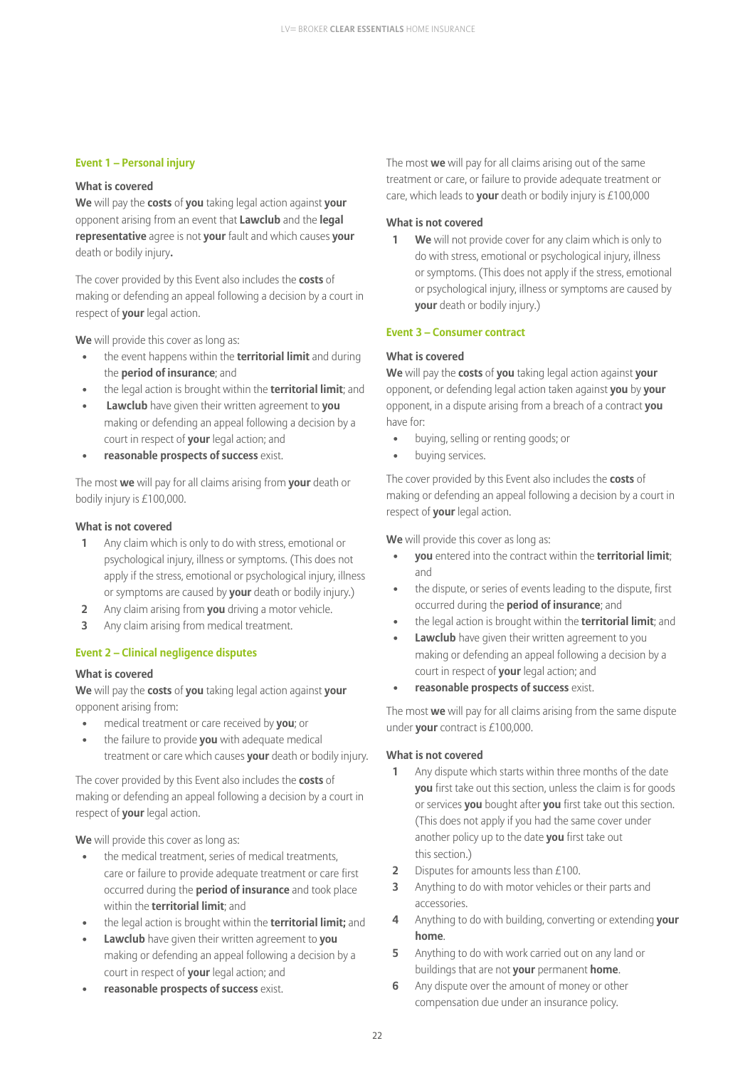### Event 1 – Personal injury

#### What is covered

**We** will pay the **costs** of **you** taking legal action against **your** opponent arising from an event that **Lawclub** and the **legal representative** agree is not **your** fault and which causes **your** death or bodily injury**.**

The cover provided by this Event also includes the **costs** of making or defending an appeal following a decision by a court in respect of **your** legal action.

**We** will provide this cover as long as:

- the event happens within the **territorial limit** and during the **period of insurance**; and
- the legal action is brought within the **territorial limit**; and
- **Lawclub** have given their written agreement to **you** making or defending an appeal following a decision by a court in respect of **your** legal action; and
- **reasonable prospects of success** exist.

The most **we** will pay for all claims arising from **your** death or bodily injury is £100,000.

#### What is not covered

1. Any claim which is only to do with stress, emotional or psychological injury, illness or symptoms. (This does not apply if the stress, emotional or psychological injury, illness or symptoms are caused by **your** death or bodily injury.)
2. Any claim arising from **you** driving a motor vehicle.
3. Any claim arising from medical treatment.

### Event 2 – Clinical negligence disputes

#### What is covered

**We** will pay the **costs** of **you** taking legal action against **your** opponent arising from:

- medical treatment or care received by **you**; or
- the failure to provide **you** with adequate medical treatment or care which causes **your** death or bodily injury.

The cover provided by this Event also includes the **costs** of making or defending an appeal following a decision by a court in respect of **your** legal action.

**We** will provide this cover as long as:

- the medical treatment, series of medical treatments, care or failure to provide adequate treatment or care first occurred during the **period of insurance** and took place within the **territorial limit**; and
- the legal action is brought within the **territorial limit;** and
- **Lawclub** have given their written agreement to **you** making or defending an appeal following a decision by a court in respect of **your** legal action; and
- **reasonable prospects of success** exist.

The most **we** will pay for all claims arising out of the same treatment or care, or failure to provide adequate treatment or care, which leads to **your** death or bodily injury is £100,000

#### What is not covered

1. **We** will not provide cover for any claim which is only to do with stress, emotional or psychological injury, illness or symptoms. (This does not apply if the stress, emotional or psychological injury, illness or symptoms are caused by **your** death or bodily injury.)

### Event 3 – Consumer contract

#### What is covered

**We** will pay the **costs** of **you** taking legal action against **your** opponent, or defending legal action taken against **you** by **your** opponent, in a dispute arising from a breach of a contract **you** have for:

- buying, selling or renting goods; or
- buying services.

The cover provided by this Event also includes the **costs** of making or defending an appeal following a decision by a court in respect of **your** legal action.

**We** will provide this cover as long as:

- **you** entered into the contract within the **territorial limit**; and
- the dispute, or series of events leading to the dispute, first occurred during the **period of insurance**; and
- the legal action is brought within the **territorial limit**; and
- **Lawclub** have given their written agreement to you making or defending an appeal following a decision by a court in respect of **your** legal action; and
- **reasonable prospects of success** exist.

The most **we** will pay for all claims arising from the same dispute under **your** contract is £100,000.

#### What is not covered

1. Any dispute which starts within three months of the date **you** first take out this section, unless the claim is for goods or services **you** bought after **you** first take out this section. (This does not apply if you had the same cover under another policy up to the date **you** first take out this section.)
2. Disputes for amounts less than £100.
3. Anything to do with motor vehicles or their parts and accessories.
4. Anything to do with building, converting or extending **your home**.
5. Anything to do with work carried out on any land or buildings that are not **your** permanent **home**.
6. Any dispute over the amount of money or other compensation due under an insurance policy.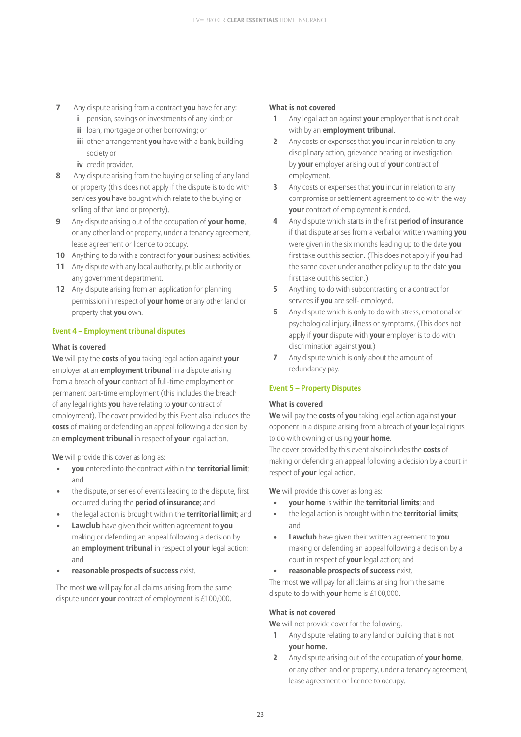7. Any dispute arising from a contract **you** have for any:
   - **i** pension, savings or investments of any kind; or
   - **ii** loan, mortgage or other borrowing; or
   - **iii** other arrangement **you** have with a bank, building society or
   - **iv** credit provider.
8. Any dispute arising from the buying or selling of any land or property (this does not apply if the dispute is to do with services **you** have bought which relate to the buying or selling of that land or property).
9. Any dispute arising out of the occupation of **your home**, or any other land or property, under a tenancy agreement, lease agreement or licence to occupy.
10. Anything to do with a contract for **your** business activities.
11. Any dispute with any local authority, public authority or any government department.
12. Any dispute arising from an application for planning permission in respect of **your home** or any other land or property that **you** own.

### Event 4 – Employment tribunal disputes

**What is covered**

**We** will pay the **costs** of **you** taking legal action against **your** employer at an **employment tribunal** in a dispute arising from a breach of **your** contract of full-time employment or permanent part-time employment (this includes the breach of any legal rights **you** have relating to **your** contract of employment). The cover provided by this Event also includes the **costs** of making or defending an appeal following a decision by an **employment tribunal** in respect of **your** legal action.

**We** will provide this cover as long as:

- **you** entered into the contract within the **territorial limit**; and
- the dispute, or series of events leading to the dispute, first occurred during the **period of insurance**; and
- the legal action is brought within the **territorial limit**; and
- **Lawclub** have given their written agreement to **you** making or defending an appeal following a decision by an **employment tribunal** in respect of **your** legal action; and
- **reasonable prospects of success** exist.

The most **we** will pay for all claims arising from the same dispute under **your** contract of employment is £100,000.

**What is not covered**

1. Any legal action against **your** employer that is not dealt with by an **employment tribunal**.
2. Any costs or expenses that **you** incur in relation to any disciplinary action, grievance hearing or investigation by **your** employer arising out of **your** contract of employment.
3. Any costs or expenses that **you** incur in relation to any compromise or settlement agreement to do with the way **your** contract of employment is ended.
4. Any dispute which starts in the first **period of insurance** if that dispute arises from a verbal or written warning **you** were given in the six months leading up to the date **you** first take out this section. (This does not apply if **you** had the same cover under another policy up to the date **you** first take out this section.)
5. Anything to do with subcontracting or a contract for services if **you** are self- employed.
6. Any dispute which is only to do with stress, emotional or psychological injury, illness or symptoms. (This does not apply if **your** dispute with **your** employer is to do with discrimination against **you**.)
7. Any dispute which is only about the amount of redundancy pay.

### Event 5 – Property Disputes

**What is covered**

**We** will pay the **costs** of **you** taking legal action against **your** opponent in a dispute arising from a breach of **your** legal rights to do with owning or using **your home**.

The cover provided by this event also includes the **costs** of making or defending an appeal following a decision by a court in respect of **your** legal action.

**We** will provide this cover as long as:

- **your home** is within the **territorial limits**; and
- the legal action is brought within the **territorial limits**; and
- **Lawclub** have given their written agreement to **you** making or defending an appeal following a decision by a court in respect of **your** legal action; and
- **reasonable prospects of success** exist.

The most **we** will pay for all claims arising from the same dispute to do with **your** home is £100,000.

**What is not covered**

**We** will not provide cover for the following.

1. Any dispute relating to any land or building that is not **your home.**
2. Any dispute arising out of the occupation of **your home**, or any other land or property, under a tenancy agreement, lease agreement or licence to occupy.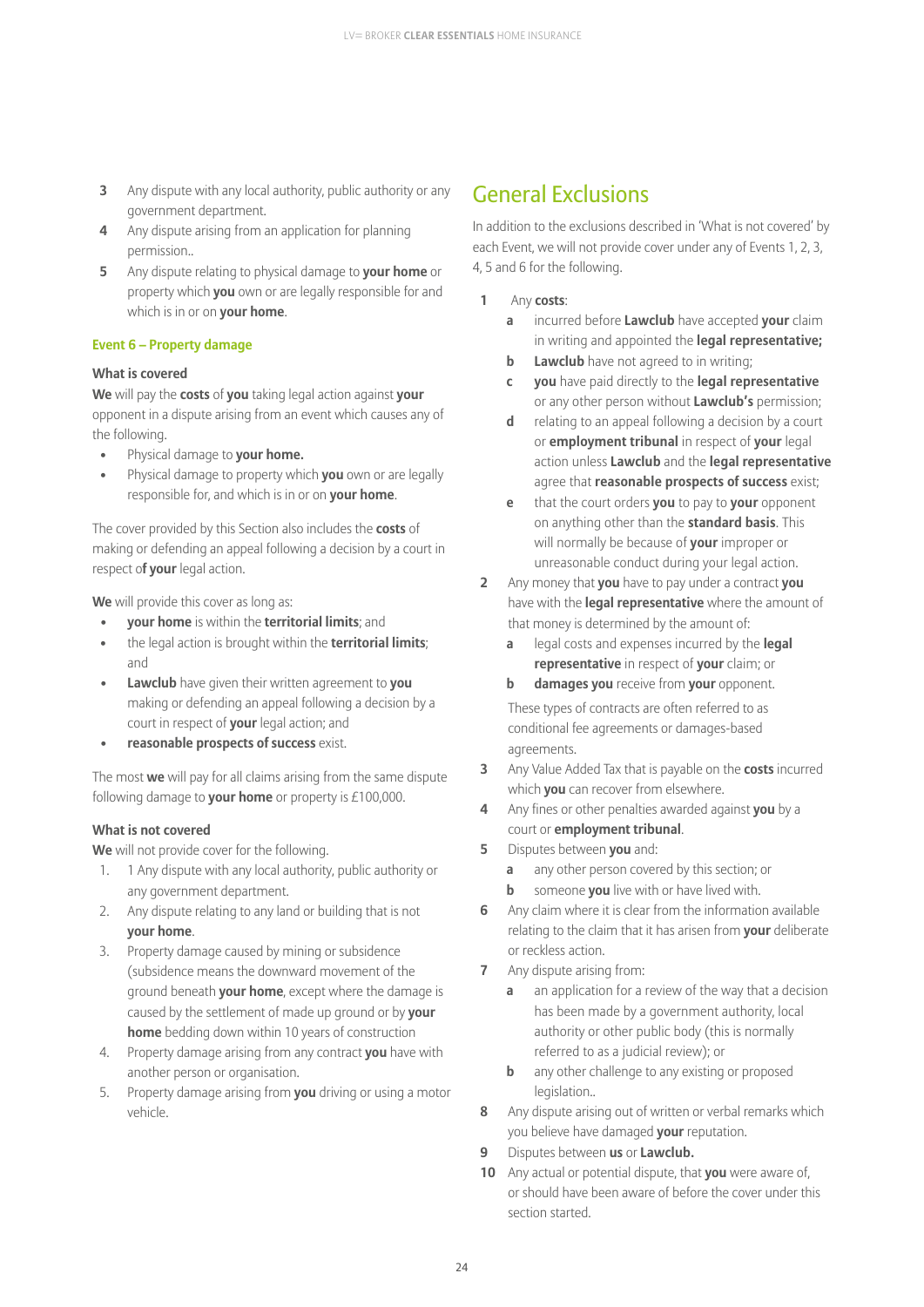3. Any dispute with any local authority, public authority or any government department.
4. Any dispute arising from an application for planning permission..
5. Any dispute relating to physical damage to **your home** or property which **you** own or are legally responsible for and which is in or on **your home**.

### Event 6 – Property damage

**What is covered**

**We** will pay the **costs** of **you** taking legal action against **your** opponent in a dispute arising from an event which causes any of the following.

- Physical damage to **your home.**
- Physical damage to property which **you** own or are legally responsible for, and which is in or on **your home**.

The cover provided by this Section also includes the **costs** of making or defending an appeal following a decision by a court in respect o**f your** legal action.

**We** will provide this cover as long as:

- **your home** is within the **territorial limits**; and
- the legal action is brought within the **territorial limits**; and
- **Lawclub** have given their written agreement to **you** making or defending an appeal following a decision by a court in respect of **your** legal action; and
- **reasonable prospects of success** exist.

The most **we** will pay for all claims arising from the same dispute following damage to **your home** or property is £100,000.

**What is not covered**

**We** will not provide cover for the following.

1. 1 Any dispute with any local authority, public authority or any government department.
2. Any dispute relating to any land or building that is not **your home**.
3. Property damage caused by mining or subsidence (subsidence means the downward movement of the ground beneath **your home**, except where the damage is caused by the settlement of made up ground or by **your home** bedding down within 10 years of construction
4. Property damage arising from any contract **you** have with another person or organisation.
5. Property damage arising from **you** driving or using a motor vehicle.

## General Exclusions

In addition to the exclusions described in 'What is not covered' by each Event, we will not provide cover under any of Events 1, 2, 3, 4, 5 and 6 for the following.

1. Any **costs**:
   - **a** incurred before **Lawclub** have accepted **your** claim in writing and appointed the **legal representative;**
   - **b** **Lawclub** have not agreed to in writing;
   - **c** **you** have paid directly to the **legal representative** or any other person without **Lawclub's** permission;
   - **d** relating to an appeal following a decision by a court or **employment tribunal** in respect of **your** legal action unless **Lawclub** and the **legal representative** agree that **reasonable prospects of success** exist;
   - **e** that the court orders **you** to pay to **your** opponent on anything other than the **standard basis**. This will normally be because of **your** improper or unreasonable conduct during your legal action.
2. Any money that **you** have to pay under a contract **you** have with the **legal representative** where the amount of that money is determined by the amount of:
   - **a** legal costs and expenses incurred by the **legal representative** in respect of **your** claim; or
   - **b** **damages you** receive from **your** opponent.

   These types of contracts are often referred to as conditional fee agreements or damages-based agreements.
3. Any Value Added Tax that is payable on the **costs** incurred which **you** can recover from elsewhere.
4. Any fines or other penalties awarded against **you** by a court or **employment tribunal**.
5. Disputes between **you** and:
   - **a** any other person covered by this section; or
   - **b** someone **you** live with or have lived with.
6. Any claim where it is clear from the information available relating to the claim that it has arisen from **your** deliberate or reckless action.
7. Any dispute arising from:
   - **a** an application for a review of the way that a decision has been made by a government authority, local authority or other public body (this is normally referred to as a judicial review); or
   - **b** any other challenge to any existing or proposed legislation..
8. Any dispute arising out of written or verbal remarks which you believe have damaged **your** reputation.
9. Disputes between **us** or **Lawclub.**
10. Any actual or potential dispute, that **you** were aware of, or should have been aware of before the cover under this section started.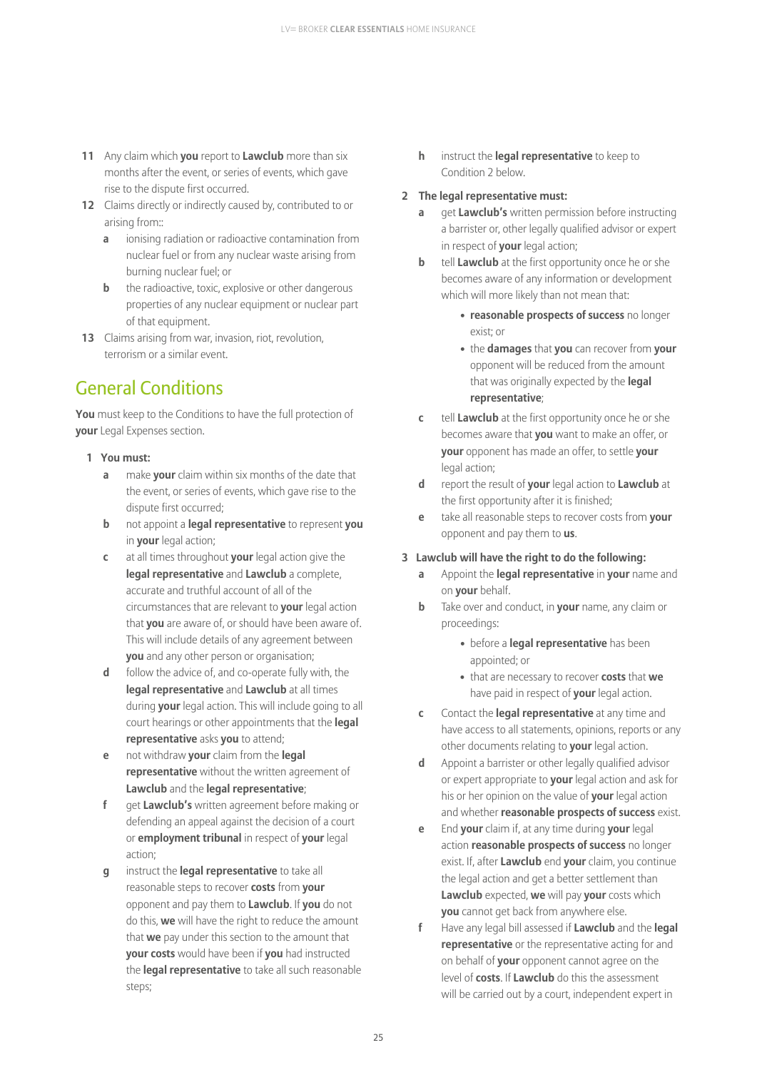11 Any claim which **you** report to **Lawclub** more than six months after the event, or series of events, which gave rise to the dispute first occurred.

12 Claims directly or indirectly caused by, contributed to or arising from::

   a ionising radiation or radioactive contamination from nuclear fuel or from any nuclear waste arising from burning nuclear fuel; or

   b the radioactive, toxic, explosive or other dangerous properties of any nuclear equipment or nuclear part of that equipment.

13 Claims arising from war, invasion, riot, revolution, terrorism or a similar event.

## General Conditions

**You** must keep to the Conditions to have the full protection of **your** Legal Expenses section.

**1 You must:**

   a make **your** claim within six months of the date that the event, or series of events, which gave rise to the dispute first occurred;

   b not appoint a **legal representative** to represent **you** in **your** legal action;

   c at all times throughout **your** legal action give the **legal representative** and **Lawclub** a complete, accurate and truthful account of all of the circumstances that are relevant to **your** legal action that **you** are aware of, or should have been aware of. This will include details of any agreement between **you** and any other person or organisation;

   d follow the advice of, and co-operate fully with, the **legal representative** and **Lawclub** at all times during **your** legal action. This will include going to all court hearings or other appointments that the **legal representative** asks **you** to attend;

   e not withdraw **your** claim from the **legal representative** without the written agreement of **Lawclub** and the **legal representative**;

   f get **Lawclub's** written agreement before making or defending an appeal against the decision of a court or **employment tribunal** in respect of **your** legal action;

   g instruct the **legal representative** to take all reasonable steps to recover **costs** from **your** opponent and pay them to **Lawclub**. If **you** do not do this, **we** will have the right to reduce the amount that **we** pay under this section to the amount that **your costs** would have been if **you** had instructed the **legal representative** to take all such reasonable steps;

   h instruct the **legal representative** to keep to Condition 2 below.

**2 The legal representative must:**

   a get **Lawclub's** written permission before instructing a barrister or, other legally qualified advisor or expert in respect of **your** legal action;

   b tell **Lawclub** at the first opportunity once he or she becomes aware of any information or development which will more likely than not mean that:

   - **reasonable prospects of success** no longer exist; or
   - the **damages** that **you** can recover from **your** opponent will be reduced from the amount that was originally expected by the **legal representative**;

   c tell **Lawclub** at the first opportunity once he or she becomes aware that **you** want to make an offer, or **your** opponent has made an offer, to settle **your** legal action;

   d report the result of **your** legal action to **Lawclub** at the first opportunity after it is finished;

   e take all reasonable steps to recover costs from **your** opponent and pay them to **us**.

**3 Lawclub will have the right to do the following:**

   a Appoint the **legal representative** in **your** name and on **your** behalf.

   b Take over and conduct, in **your** name, any claim or proceedings:

   - before a **legal representative** has been appointed; or
   - that are necessary to recover **costs** that **we** have paid in respect of **your** legal action.

   c Contact the **legal representative** at any time and have access to all statements, opinions, reports or any other documents relating to **your** legal action.

   d Appoint a barrister or other legally qualified advisor or expert appropriate to **your** legal action and ask for his or her opinion on the value of **your** legal action and whether **reasonable prospects of success** exist.

   e End **your** claim if, at any time during **your** legal action **reasonable prospects of success** no longer exist. If, after **Lawclub** end **your** claim, you continue the legal action and get a better settlement than **Lawclub** expected, **we** will pay **your** costs which **you** cannot get back from anywhere else.

   f Have any legal bill assessed if **Lawclub** and the **legal representative** or the representative acting for and on behalf of **your** opponent cannot agree on the level of **costs**. If **Lawclub** do this the assessment will be carried out by a court, independent expert in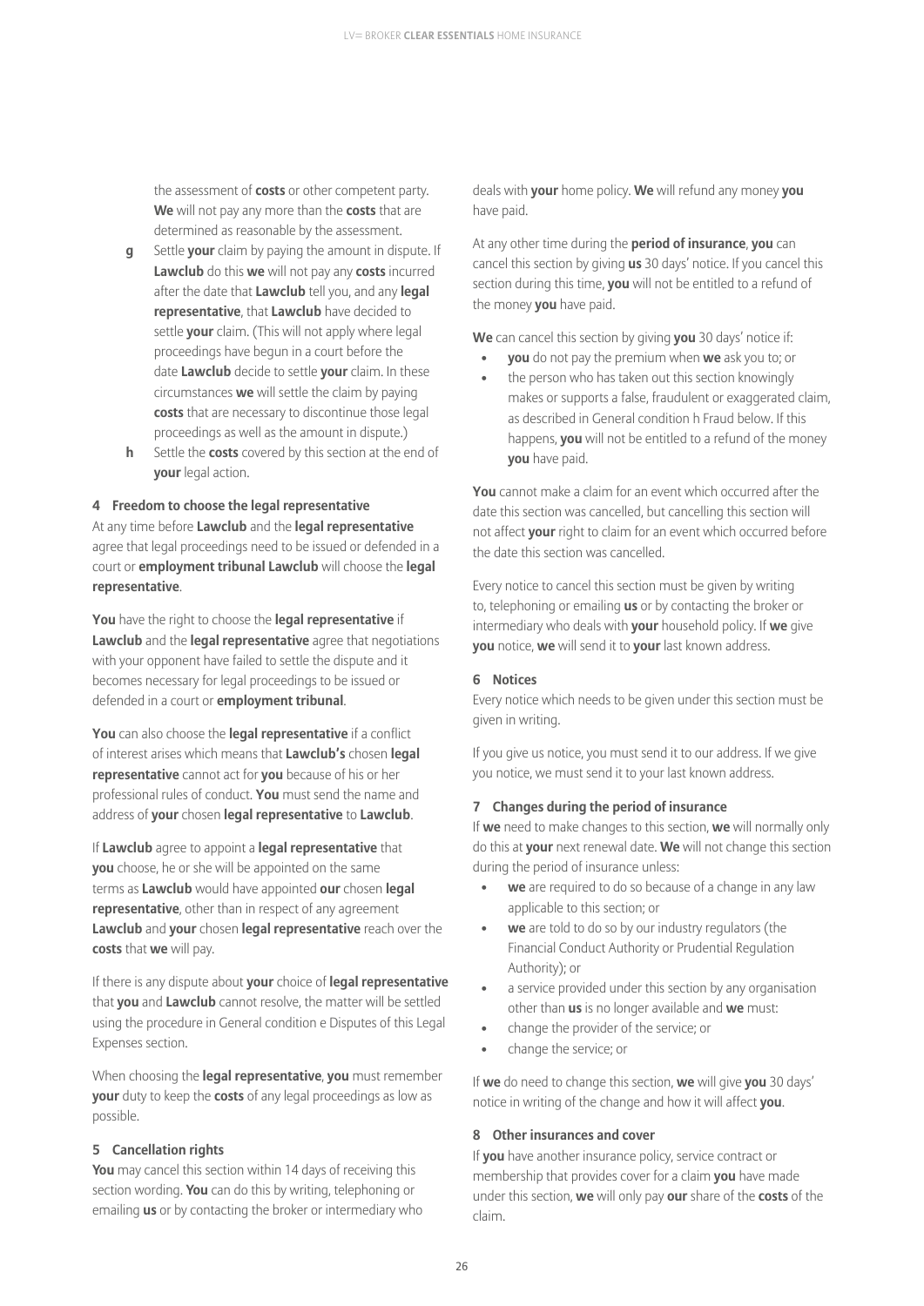the assessment of **costs** or other competent party. **We** will not pay any more than the **costs** that are determined as reasonable by the assessment.

- **g** Settle **your** claim by paying the amount in dispute. If **Lawclub** do this **we** will not pay any **costs** incurred after the date that **Lawclub** tell you, and any **legal representative**, that **Lawclub** have decided to settle **your** claim. (This will not apply where legal proceedings have begun in a court before the date **Lawclub** decide to settle **your** claim. In these circumstances **we** will settle the claim by paying **costs** that are necessary to discontinue those legal proceedings as well as the amount in dispute.)
- **h** Settle the **costs** covered by this section at the end of **your** legal action.

**4 Freedom to choose the legal representative**

At any time before **Lawclub** and the **legal representative** agree that legal proceedings need to be issued or defended in a court or **employment tribunal Lawclub** will choose the **legal representative**.

**You** have the right to choose the **legal representative** if **Lawclub** and the **legal representative** agree that negotiations with your opponent have failed to settle the dispute and it becomes necessary for legal proceedings to be issued or defended in a court or **employment tribunal**.

**You** can also choose the **legal representative** if a conflict of interest arises which means that **Lawclub's** chosen **legal representative** cannot act for **you** because of his or her professional rules of conduct. **You** must send the name and address of **your** chosen **legal representative** to **Lawclub**.

If **Lawclub** agree to appoint a **legal representative** that **you** choose, he or she will be appointed on the same terms as **Lawclub** would have appointed **our** chosen **legal representative**, other than in respect of any agreement **Lawclub** and **your** chosen **legal representative** reach over the **costs** that **we** will pay.

If there is any dispute about **your** choice of **legal representative** that **you** and **Lawclub** cannot resolve, the matter will be settled using the procedure in General condition e Disputes of this Legal Expenses section.

When choosing the **legal representative**, **you** must remember **your** duty to keep the **costs** of any legal proceedings as low as possible.

**5 Cancellation rights**

**You** may cancel this section within 14 days of receiving this section wording. **You** can do this by writing, telephoning or emailing **us** or by contacting the broker or intermediary who deals with **your** home policy. **We** will refund any money **you** have paid.

At any other time during the **period of insurance**, **you** can cancel this section by giving **us** 30 days' notice. If you cancel this section during this time, **you** will not be entitled to a refund of the money **you** have paid.

**We** can cancel this section by giving **you** 30 days' notice if:

- **you** do not pay the premium when **we** ask you to; or
- the person who has taken out this section knowingly makes or supports a false, fraudulent or exaggerated claim, as described in General condition h Fraud below. If this happens, **you** will not be entitled to a refund of the money **you** have paid.

**You** cannot make a claim for an event which occurred after the date this section was cancelled, but cancelling this section will not affect **your** right to claim for an event which occurred before the date this section was cancelled.

Every notice to cancel this section must be given by writing to, telephoning or emailing **us** or by contacting the broker or intermediary who deals with **your** household policy. If **we** give **you** notice, **we** will send it to **your** last known address.

**6 Notices**

Every notice which needs to be given under this section must be given in writing.

If you give us notice, you must send it to our address. If we give you notice, we must send it to your last known address.

**7 Changes during the period of insurance**

If **we** need to make changes to this section, **we** will normally only do this at **your** next renewal date. **We** will not change this section during the period of insurance unless:

- **we** are required to do so because of a change in any law applicable to this section; or
- **we** are told to do so by our industry regulators (the Financial Conduct Authority or Prudential Regulation Authority); or
- a service provided under this section by any organisation other than **us** is no longer available and **we** must:
- change the provider of the service; or
- change the service; or

If **we** do need to change this section, **we** will give **you** 30 days' notice in writing of the change and how it will affect **you**.

**8 Other insurances and cover**

If **you** have another insurance policy, service contract or membership that provides cover for a claim **you** have made under this section, **we** will only pay **our** share of the **costs** of the claim.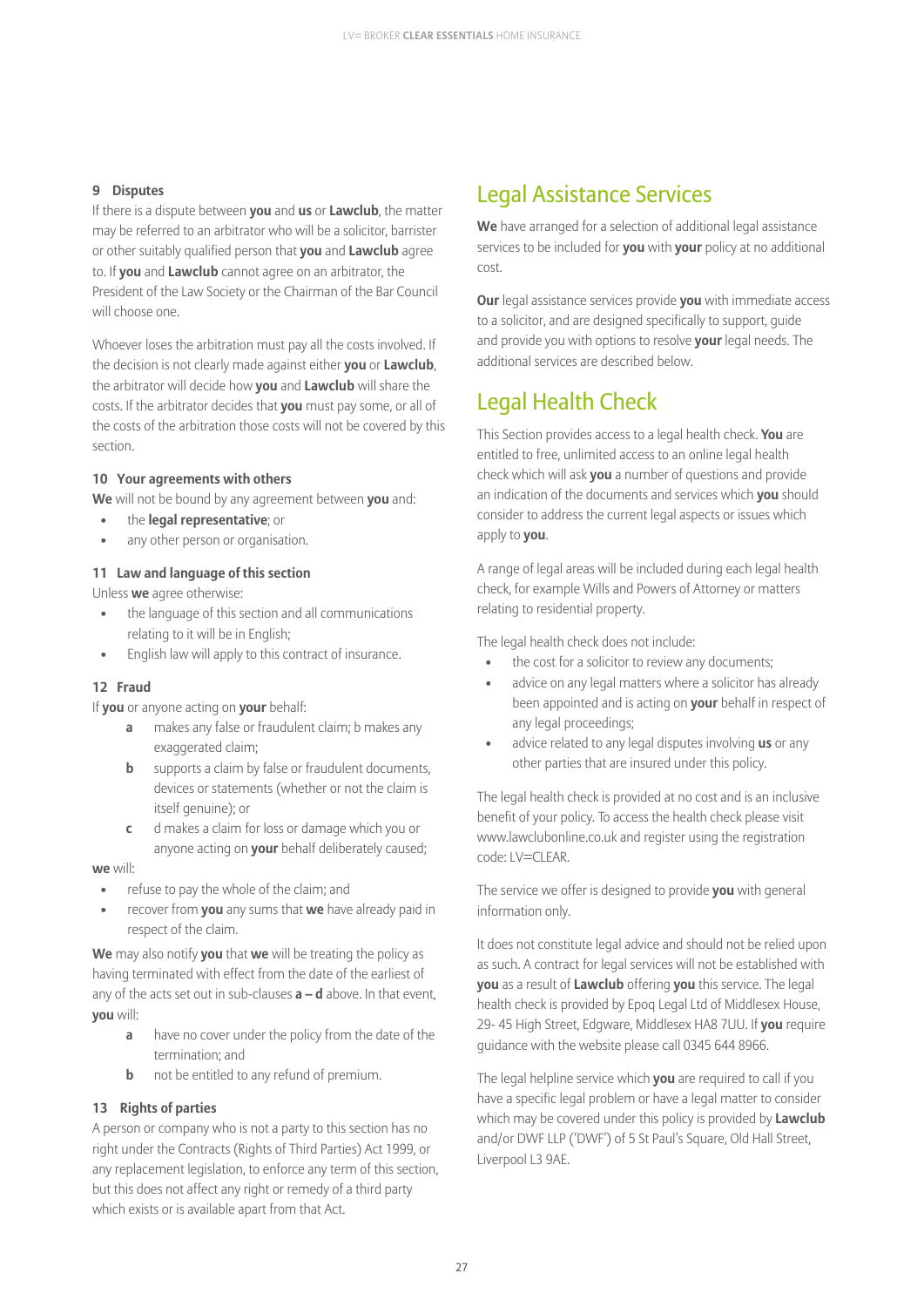### 9 Disputes

If there is a dispute between **you** and **us** or **Lawclub**, the matter may be referred to an arbitrator who will be a solicitor, barrister or other suitably qualified person that **you** and **Lawclub** agree to. If **you** and **Lawclub** cannot agree on an arbitrator, the President of the Law Society or the Chairman of the Bar Council will choose one.

Whoever loses the arbitration must pay all the costs involved. If the decision is not clearly made against either **you** or **Lawclub**, the arbitrator will decide how **you** and **Lawclub** will share the costs. If the arbitrator decides that **you** must pay some, or all of the costs of the arbitration those costs will not be covered by this section.

### 10 Your agreements with others

**We** will not be bound by any agreement between **you** and:

- the **legal representative**; or
- any other person or organisation.

### 11 Law and language of this section

Unless **we** agree otherwise:

- the language of this section and all communications relating to it will be in English;
- English law will apply to this contract of insurance.

### 12 Fraud

If **you** or anyone acting on **your** behalf:

- **a** makes any false or fraudulent claim; b makes any exaggerated claim;
- **b** supports a claim by false or fraudulent documents, devices or statements (whether or not the claim is itself genuine); or
- **c** d makes a claim for loss or damage which you or anyone acting on **your** behalf deliberately caused;

**we** will:

- refuse to pay the whole of the claim; and
- recover from **you** any sums that **we** have already paid in respect of the claim.

**We** may also notify **you** that **we** will be treating the policy as having terminated with effect from the date of the earliest of any of the acts set out in sub-clauses **a – d** above. In that event, **you** will:

- **a** have no cover under the policy from the date of the termination; and
- **b** not be entitled to any refund of premium.

### 13 Rights of parties

A person or company who is not a party to this section has no right under the Contracts (Rights of Third Parties) Act 1999, or any replacement legislation, to enforce any term of this section, but this does not affect any right or remedy of a third party which exists or is available apart from that Act.

## Legal Assistance Services

**We** have arranged for a selection of additional legal assistance services to be included for **you** with **your** policy at no additional cost.

**Our** legal assistance services provide **you** with immediate access to a solicitor, and are designed specifically to support, guide and provide you with options to resolve **your** legal needs. The additional services are described below.

## Legal Health Check

This Section provides access to a legal health check. **You** are entitled to free, unlimited access to an online legal health check which will ask **you** a number of questions and provide an indication of the documents and services which **you** should consider to address the current legal aspects or issues which apply to **you**.

A range of legal areas will be included during each legal health check, for example Wills and Powers of Attorney or matters relating to residential property.

The legal health check does not include:

- the cost for a solicitor to review any documents;
- advice on any legal matters where a solicitor has already been appointed and is acting on **your** behalf in respect of any legal proceedings;
- advice related to any legal disputes involving **us** or any other parties that are insured under this policy.

The legal health check is provided at no cost and is an inclusive benefit of your policy. To access the health check please visit www.lawclubonline.co.uk and register using the registration code: LV=CLEAR.

The service we offer is designed to provide **you** with general information only.

It does not constitute legal advice and should not be relied upon as such. A contract for legal services will not be established with **you** as a result of **Lawclub** offering **you** this service. The legal health check is provided by Epoq Legal Ltd of Middlesex House, 29- 45 High Street, Edgware, Middlesex HA8 7UU. If **you** require guidance with the website please call 0345 644 8966.

The legal helpline service which **you** are required to call if you have a specific legal problem or have a legal matter to consider which may be covered under this policy is provided by **Lawclub** and/or DWF LLP ('DWF') of 5 St Paul's Square, Old Hall Street, Liverpool L3 9AE.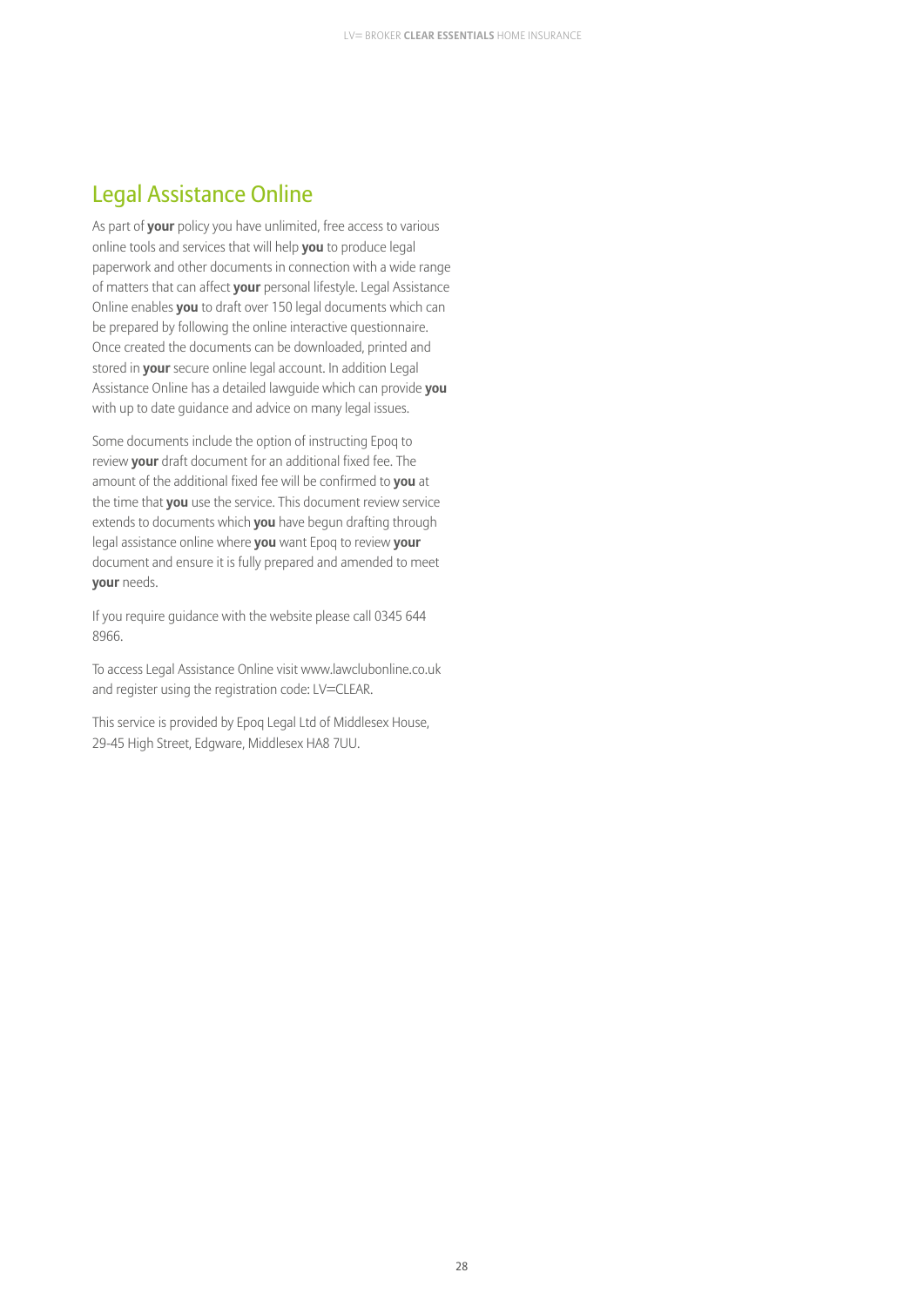## Legal Assistance Online

As part of **your** policy you have unlimited, free access to various online tools and services that will help **you** to produce legal paperwork and other documents in connection with a wide range of matters that can affect **your** personal lifestyle. Legal Assistance Online enables **you** to draft over 150 legal documents which can be prepared by following the online interactive questionnaire. Once created the documents can be downloaded, printed and stored in **your** secure online legal account. In addition Legal Assistance Online has a detailed lawguide which can provide **you** with up to date guidance and advice on many legal issues.

Some documents include the option of instructing Epoq to review **your** draft document for an additional fixed fee. The amount of the additional fixed fee will be confirmed to **you** at the time that **you** use the service. This document review service extends to documents which **you** have begun drafting through legal assistance online where **you** want Epoq to review **your** document and ensure it is fully prepared and amended to meet **your** needs.

If you require guidance with the website please call 0345 644 8966.

To access Legal Assistance Online visit www.lawclubonline.co.uk and register using the registration code: LV=CLEAR.

This service is provided by Epoq Legal Ltd of Middlesex House, 29-45 High Street, Edgware, Middlesex HA8 7UU.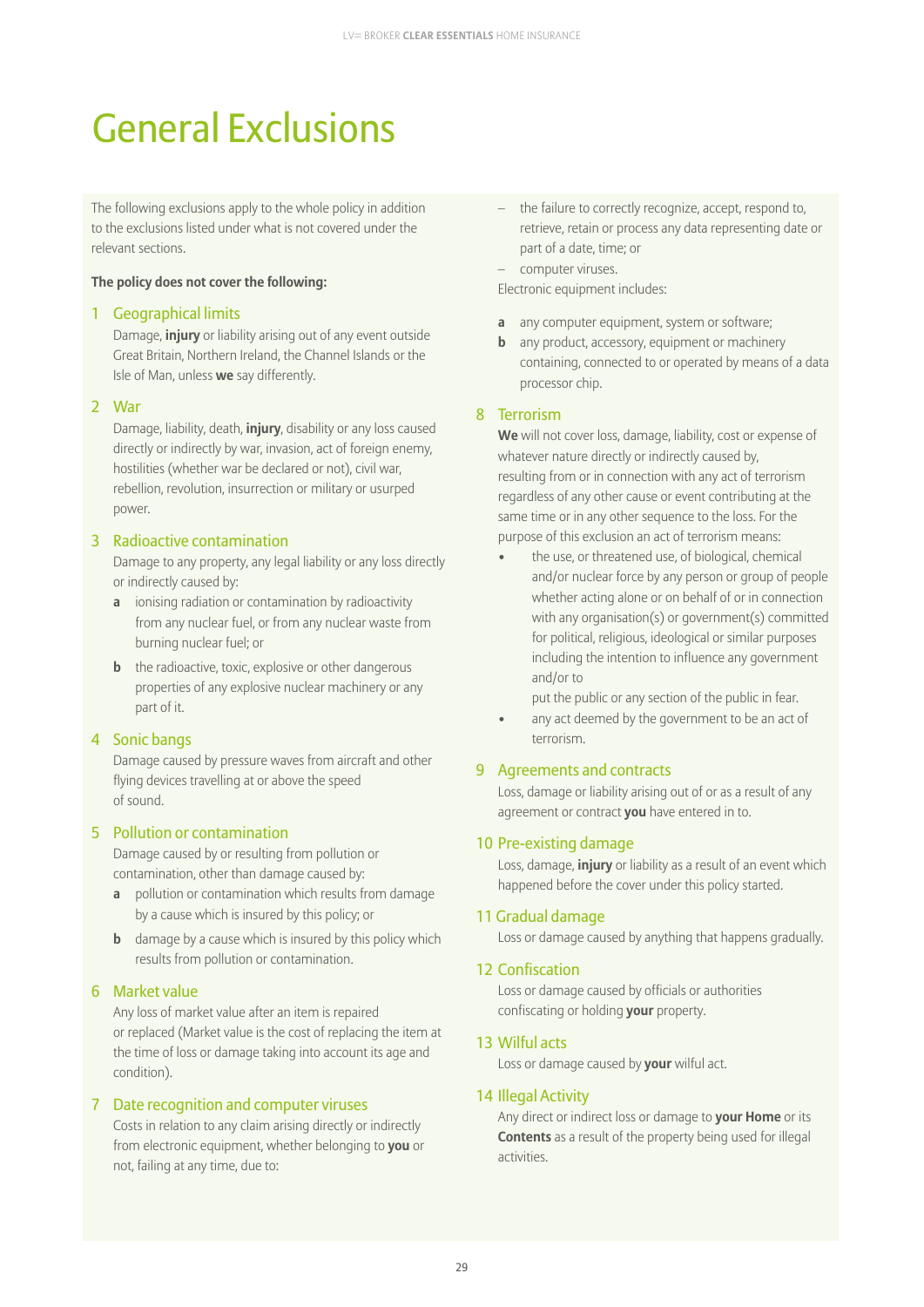# General Exclusions

The following exclusions apply to the whole policy in addition to the exclusions listed under what is not covered under the relevant sections.

**The policy does not cover the following:**

## 1 Geographical limits

Damage, **injury** or liability arising out of any event outside Great Britain, Northern Ireland, the Channel Islands or the Isle of Man, unless **we** say differently.

## 2 War

Damage, liability, death, **injury**, disability or any loss caused directly or indirectly by war, invasion, act of foreign enemy, hostilities (whether war be declared or not), civil war, rebellion, revolution, insurrection or military or usurped power.

## 3 Radioactive contamination

Damage to any property, any legal liability or any loss directly or indirectly caused by:

- **a** ionising radiation or contamination by radioactivity from any nuclear fuel, or from any nuclear waste from burning nuclear fuel; or
- **b** the radioactive, toxic, explosive or other dangerous properties of any explosive nuclear machinery or any part of it.

## 4 Sonic bangs

Damage caused by pressure waves from aircraft and other flying devices travelling at or above the speed of sound.

## 5 Pollution or contamination

Damage caused by or resulting from pollution or contamination, other than damage caused by:

- **a** pollution or contamination which results from damage by a cause which is insured by this policy; or
- **b** damage by a cause which is insured by this policy which results from pollution or contamination.

## 6 Market value

Any loss of market value after an item is repaired or replaced (Market value is the cost of replacing the item at the time of loss or damage taking into account its age and condition).

## 7 Date recognition and computer viruses

Costs in relation to any claim arising directly or indirectly from electronic equipment, whether belonging to **you** or not, failing at any time, due to:

- the failure to correctly recognize, accept, respond to, retrieve, retain or process any data representing date or part of a date, time; or
- computer viruses.

Electronic equipment includes:

- **a** any computer equipment, system or software;
- **b** any product, accessory, equipment or machinery containing, connected to or operated by means of a data processor chip.

## 8 Terrorism

**We** will not cover loss, damage, liability, cost or expense of whatever nature directly or indirectly caused by, resulting from or in connection with any act of terrorism regardless of any other cause or event contributing at the same time or in any other sequence to the loss. For the purpose of this exclusion an act of terrorism means:

- the use, or threatened use, of biological, chemical and/or nuclear force by any person or group of people whether acting alone or on behalf of or in connection with any organisation(s) or government(s) committed for political, religious, ideological or similar purposes including the intention to influence any government and/or to put the public or any section of the public in fear.
- any act deemed by the government to be an act of terrorism.

## 9 Agreements and contracts

Loss, damage or liability arising out of or as a result of any agreement or contract **you** have entered in to.

## 10 Pre-existing damage

Loss, damage, **injury** or liability as a result of an event which happened before the cover under this policy started.

## 11 Gradual damage

Loss or damage caused by anything that happens gradually.

## 12 Confiscation

Loss or damage caused by officials or authorities confiscating or holding **your** property.

## 13 Wilful acts

Loss or damage caused by **your** wilful act.

## 14 Illegal Activity

Any direct or indirect loss or damage to **your Home** or its **Contents** as a result of the property being used for illegal activities.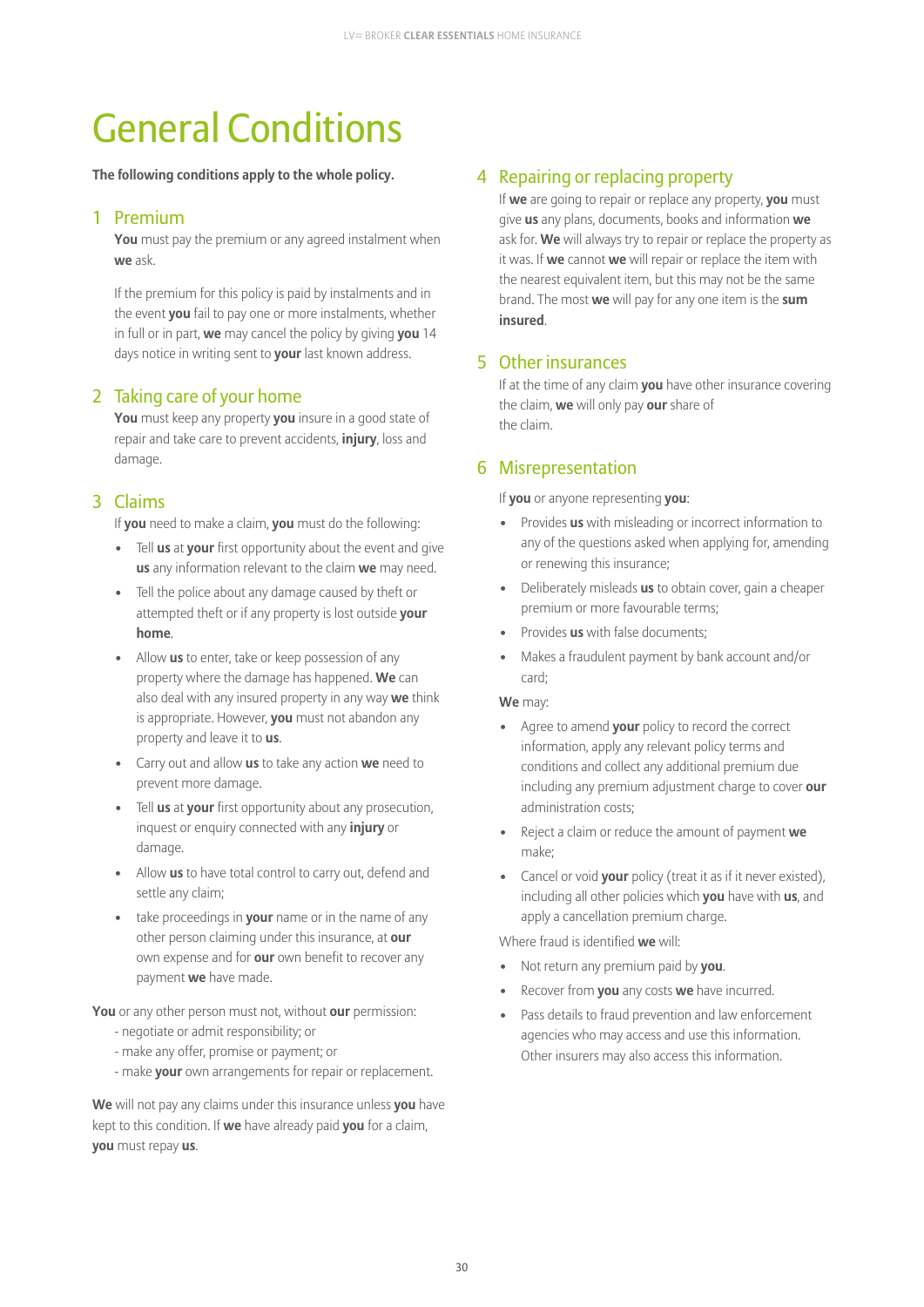# General Conditions

**The following conditions apply to the whole policy.**

## 1 Premium

**You** must pay the premium or any agreed instalment when **we** ask.

If the premium for this policy is paid by instalments and in the event **you** fail to pay one or more instalments, whether in full or in part, **we** may cancel the policy by giving **you** 14 days notice in writing sent to **your** last known address.

## 2 Taking care of your home

**You** must keep any property **you** insure in a good state of repair and take care to prevent accidents, **injury**, loss and damage.

## 3 Claims

If **you** need to make a claim, **you** must do the following:

- Tell **us** at **your** first opportunity about the event and give **us** any information relevant to the claim **we** may need.
- Tell the police about any damage caused by theft or attempted theft or if any property is lost outside **your home**.
- Allow **us** to enter, take or keep possession of any property where the damage has happened. **We** can also deal with any insured property in any way **we** think is appropriate. However, **you** must not abandon any property and leave it to **us**.
- Carry out and allow **us** to take any action **we** need to prevent more damage.
- Tell **us** at **your** first opportunity about any prosecution, inquest or enquiry connected with any **injury** or damage.
- Allow **us** to have total control to carry out, defend and settle any claim;
- take proceedings in **your** name or in the name of any other person claiming under this insurance, at **our** own expense and for **our** own benefit to recover any payment **we** have made.

**You** or any other person must not, without **our** permission:
- negotiate or admit responsibility; or
- make any offer, promise or payment; or
- make **your** own arrangements for repair or replacement.

**We** will not pay any claims under this insurance unless **you** have kept to this condition. If **we** have already paid **you** for a claim, **you** must repay **us**.

## 4 Repairing or replacing property

If **we** are going to repair or replace any property, **you** must give **us** any plans, documents, books and information **we** ask for. **We** will always try to repair or replace the property as it was. If **we** cannot **we** will repair or replace the item with the nearest equivalent item, but this may not be the same brand. The most **we** will pay for any one item is the **sum insured**.

## 5 Other insurances

If at the time of any claim **you** have other insurance covering the claim, **we** will only pay **our** share of the claim.

## 6 Misrepresentation

If **you** or anyone representing **you**:

- Provides **us** with misleading or incorrect information to any of the questions asked when applying for, amending or renewing this insurance;
- Deliberately misleads **us** to obtain cover, gain a cheaper premium or more favourable terms;
- Provides **us** with false documents;
- Makes a fraudulent payment by bank account and/or card;

**We** may:

- Agree to amend **your** policy to record the correct information, apply any relevant policy terms and conditions and collect any additional premium due including any premium adjustment charge to cover **our** administration costs;
- Reject a claim or reduce the amount of payment **we** make;
- Cancel or void **your** policy (treat it as if it never existed), including all other policies which **you** have with **us**, and apply a cancellation premium charge.

Where fraud is identified **we** will:

- Not return any premium paid by **you**.
- Recover from **you** any costs **we** have incurred.
- Pass details to fraud prevention and law enforcement agencies who may access and use this information. Other insurers may also access this information.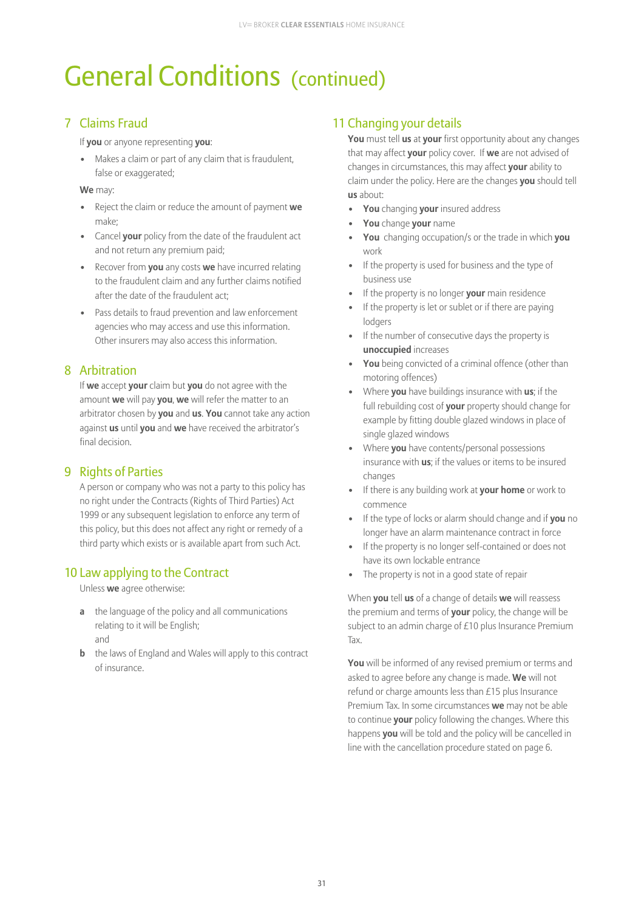# General Conditions (continued)

## 7 Claims Fraud

If **you** or anyone representing **you**:

- Makes a claim or part of any claim that is fraudulent, false or exaggerated;

**We** may:

- Reject the claim or reduce the amount of payment **we** make;
- Cancel **your** policy from the date of the fraudulent act and not return any premium paid;
- Recover from **you** any costs **we** have incurred relating to the fraudulent claim and any further claims notified after the date of the fraudulent act;
- Pass details to fraud prevention and law enforcement agencies who may access and use this information. Other insurers may also access this information.

## 8 Arbitration

If **we** accept **your** claim but **you** do not agree with the amount **we** will pay **you**, **we** will refer the matter to an arbitrator chosen by **you** and **us**. **You** cannot take any action against **us** until **you** and **we** have received the arbitrator's final decision.

## 9 Rights of Parties

A person or company who was not a party to this policy has no right under the Contracts (Rights of Third Parties) Act 1999 or any subsequent legislation to enforce any term of this policy, but this does not affect any right or remedy of a third party which exists or is available apart from such Act.

## 10 Law applying to the Contract

Unless **we** agree otherwise:

**a** the language of the policy and all communications relating to it will be English;
and

**b** the laws of England and Wales will apply to this contract of insurance.

## 11 Changing your details

**You** must tell **us** at **your** first opportunity about any changes that may affect **your** policy cover. If **we** are not advised of changes in circumstances, this may affect **your** ability to claim under the policy. Here are the changes **you** should tell **us** about:

- **You** changing **your** insured address
- **You** change **your** name
- **You** changing occupation/s or the trade in which **you** work
- If the property is used for business and the type of business use
- If the property is no longer **your** main residence
- If the property is let or sublet or if there are paying lodgers
- If the number of consecutive days the property is **unoccupied** increases
- **You** being convicted of a criminal offence (other than motoring offences)
- Where **you** have buildings insurance with **us**; if the full rebuilding cost of **your** property should change for example by fitting double glazed windows in place of single glazed windows
- Where **you** have contents/personal possessions insurance with **us**; if the values or items to be insured changes
- If there is any building work at **your home** or work to commence
- If the type of locks or alarm should change and if **you** no longer have an alarm maintenance contract in force
- If the property is no longer self-contained or does not have its own lockable entrance
- The property is not in a good state of repair

When **you** tell **us** of a change of details **we** will reassess the premium and terms of **your** policy, the change will be subject to an admin charge of £10 plus Insurance Premium Tax.

**You** will be informed of any revised premium or terms and asked to agree before any change is made. **We** will not refund or charge amounts less than £15 plus Insurance Premium Tax. In some circumstances **we** may not be able to continue **your** policy following the changes. Where this happens **you** will be told and the policy will be cancelled in line with the cancellation procedure stated on page 6.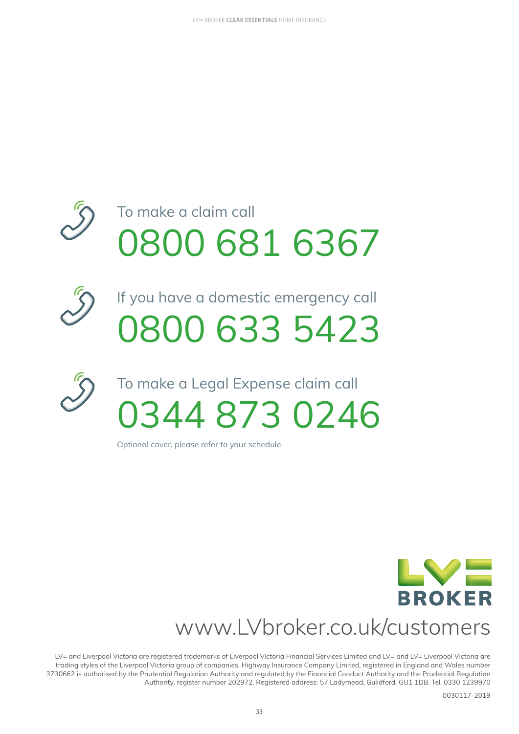To make a claim call

# 0800 681 6367

If you have a domestic emergency call

# 0800 633 5423

To make a Legal Expense claim call

# 0344 873 0246

Optional cover, please refer to your schedule

LV= BROKER

www.LVbroker.co.uk/customers

LV= and Liverpool Victoria are registered trademarks of Liverpool Victoria Financial Services Limited and LV= and LV= Liverpool Victoria are trading styles of the Liverpool Victoria group of companies. Highway Insurance Company Limited, registered in England and Wales number 3730662 is authorised by the Prudential Regulation Authority and regulated by the Financial Conduct Authority and the Prudential Regulation Authority, register number 202972. Registered address: 57 Ladymead, Guildford, GU1 1DB. Tel. 0330 1239970

0030117-2019